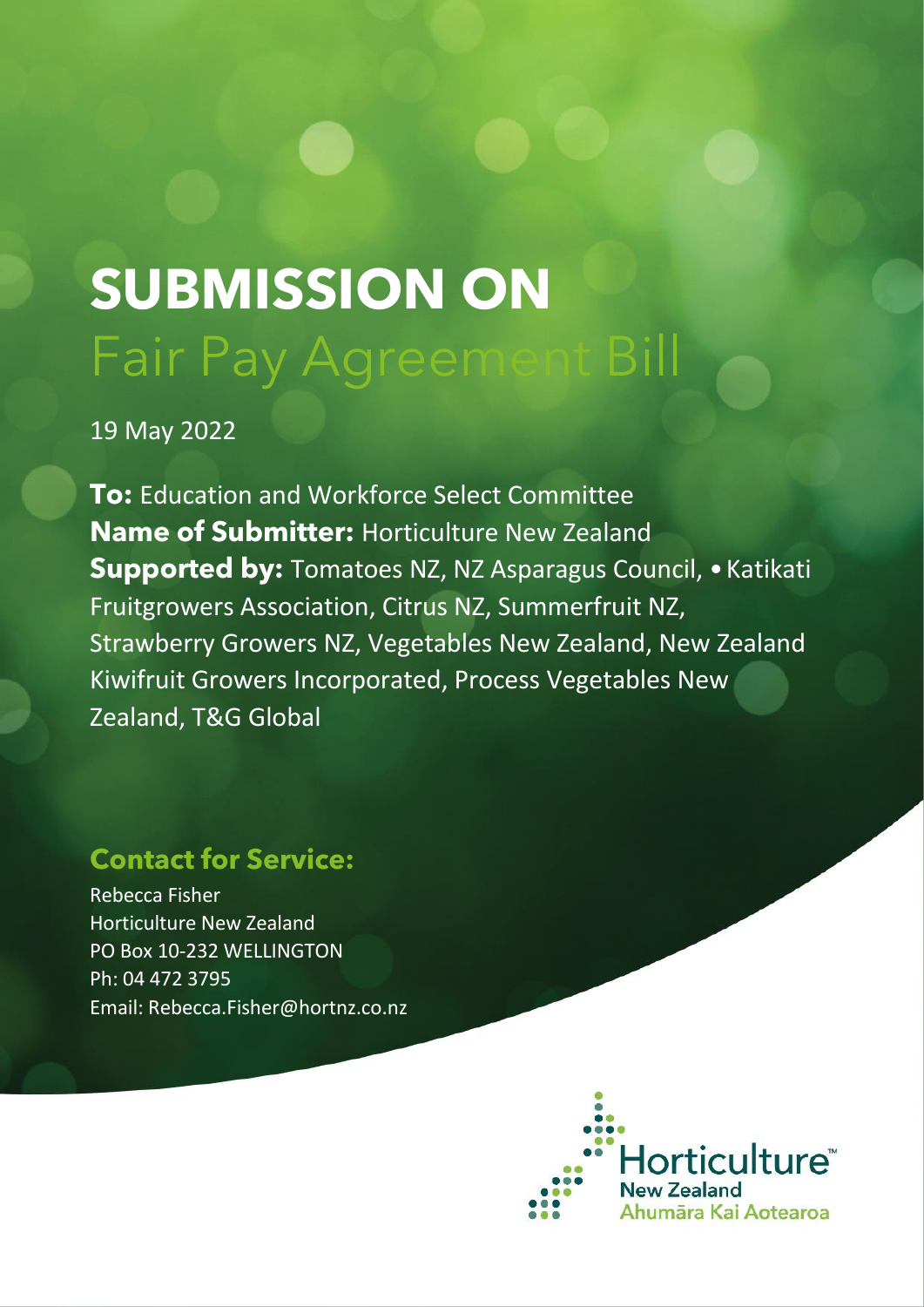# SUBMISSION ON

## Fair Pay Agreement Bill

19 May 2022

**To:** Education and Workforce Select Committee
**Name of Submitter:** Horticulture New Zealand
**Supported by:** Tomatoes NZ, NZ Asparagus Council, • Katikati Fruitgrowers Association, Citrus NZ, Summerfruit NZ, Strawberry Growers NZ, Vegetables New Zealand, New Zealand Kiwifruit Growers Incorporated, Process Vegetables New Zealand, T&G Global

### Contact for Service:

Rebecca Fisher
Horticulture New Zealand
PO Box 10-232 WELLINGTON
Ph: 04 472 3795
Email: Rebecca.Fisher@hortnz.co.nz

Horticulture™ New Zealand
Ahumāra Kai Aotearoa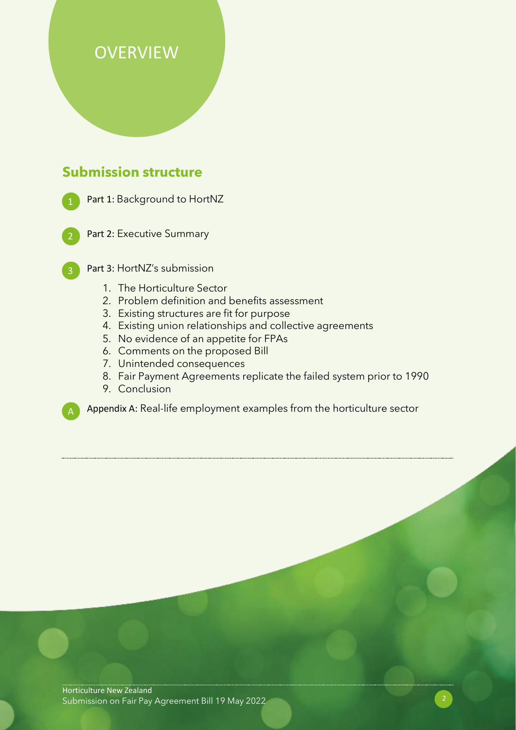# OVERVIEW

## Submission structure

1. **Part 1:** Background to HortNZ

2. **Part 2:** Executive Summary

3. **Part 3:** HortNZ's submission
    1. The Horticulture Sector
    2. Problem definition and benefits assessment
    3. Existing structures are fit for purpose
    4. Existing union relationships and collective agreements
    5. No evidence of an appetite for FPAs
    6. Comments on the proposed Bill
    7. Unintended consequences
    8. Fair Payment Agreements replicate the failed system prior to 1990
    9. Conclusion

A. **Appendix A:** Real-life employment examples from the horticulture sector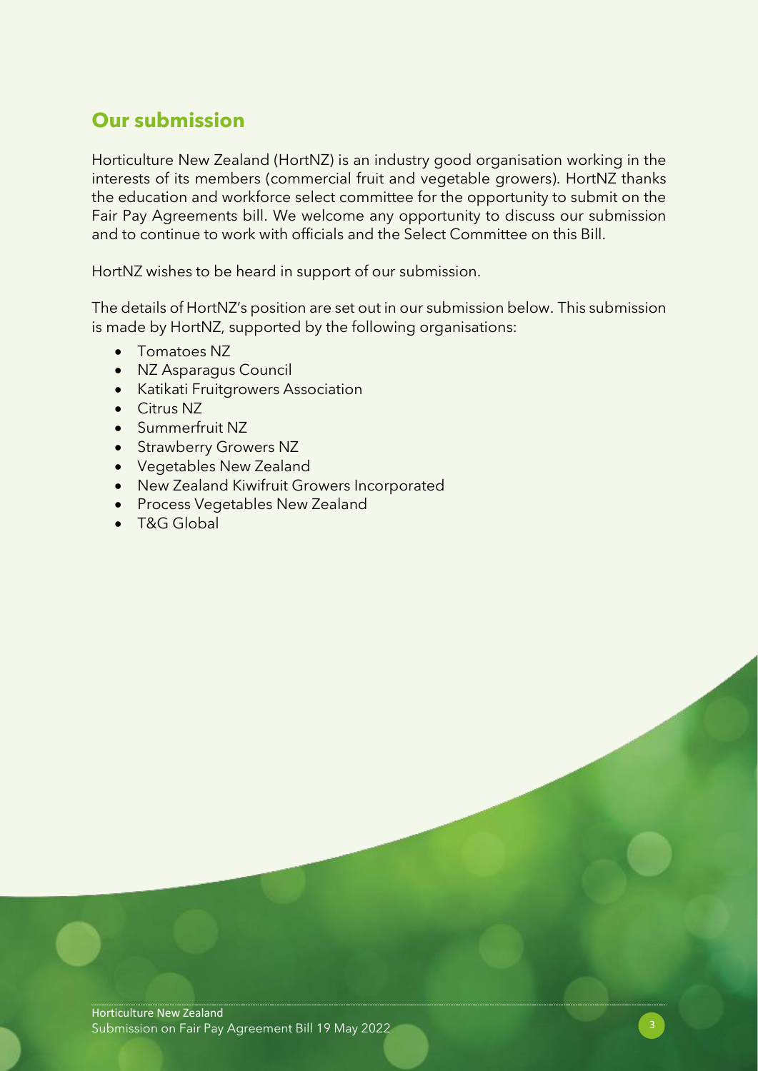## Our submission

Horticulture New Zealand (HortNZ) is an industry good organisation working in the interests of its members (commercial fruit and vegetable growers). HortNZ thanks the education and workforce select committee for the opportunity to submit on the Fair Pay Agreements bill. We welcome any opportunity to discuss our submission and to continue to work with officials and the Select Committee on this Bill.

HortNZ wishes to be heard in support of our submission.

The details of HortNZ's position are set out in our submission below. This submission is made by HortNZ, supported by the following organisations:

- Tomatoes NZ
- NZ Asparagus Council
- Katikati Fruitgrowers Association
- Citrus NZ
- Summerfruit NZ
- Strawberry Growers NZ
- Vegetables New Zealand
- New Zealand Kiwifruit Growers Incorporated
- Process Vegetables New Zealand
- T&G Global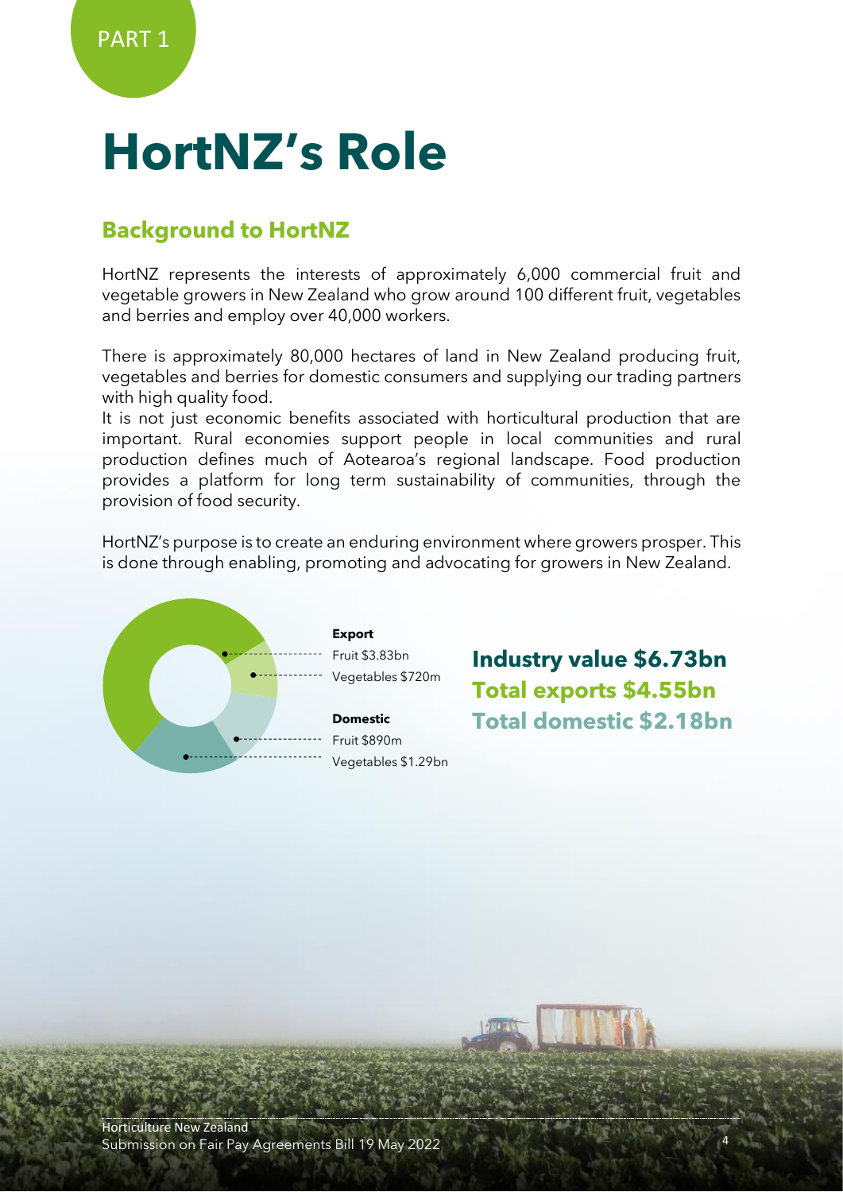PART 1

# HortNZ's Role

## Background to HortNZ

HortNZ represents the interests of approximately 6,000 commercial fruit and vegetable growers in New Zealand who grow around 100 different fruit, vegetables and berries and employ over 40,000 workers.

There is approximately 80,000 hectares of land in New Zealand producing fruit, vegetables and berries for domestic consumers and supplying our trading partners with high quality food.

It is not just economic benefits associated with horticultural production that are important. Rural economies support people in local communities and rural production defines much of Aotearoa's regional landscape. Food production provides a platform for long term sustainability of communities, through the provision of food security.

HortNZ's purpose is to create an enduring environment where growers prosper. This is done through enabling, promoting and advocating for growers in New Zealand.

**Export**
Fruit $3.83bn
Vegetables $720m

**Domestic**
Fruit $890m
Vegetables $1.29bn

**Industry value $6.73bn**
**Total exports $4.55bn**
**Total domestic $2.18bn**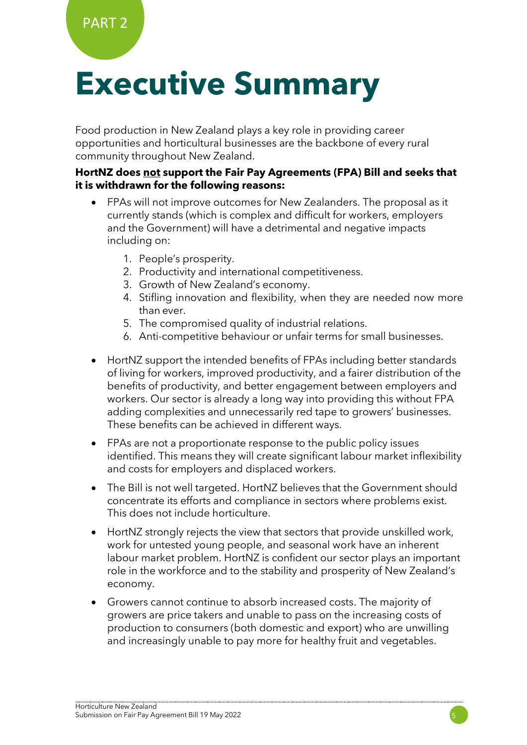PART 2

# Executive Summary

Food production in New Zealand plays a key role in providing career opportunities and horticultural businesses are the backbone of every rural community throughout New Zealand.

**HortNZ does <u>not</u> support the Fair Pay Agreements (FPA) Bill and seeks that it is withdrawn for the following reasons:**

- FPAs will not improve outcomes for New Zealanders. The proposal as it currently stands (which is complex and difficult for workers, employers and the Government) will have a detrimental and negative impacts including on:
  1. People's prosperity.
  2. Productivity and international competitiveness.
  3. Growth of New Zealand's economy.
  4. Stifling innovation and flexibility, when they are needed now more than ever.
  5. The compromised quality of industrial relations.
  6. Anti-competitive behaviour or unfair terms for small businesses.
- HortNZ support the intended benefits of FPAs including better standards of living for workers, improved productivity, and a fairer distribution of the benefits of productivity, and better engagement between employers and workers. Our sector is already a long way into providing this without FPA adding complexities and unnecessarily red tape to growers' businesses. These benefits can be achieved in different ways.
- FPAs are not a proportionate response to the public policy issues identified. This means they will create significant labour market inflexibility and costs for employers and displaced workers.
- The Bill is not well targeted. HortNZ believes that the Government should concentrate its efforts and compliance in sectors where problems exist. This does not include horticulture.
- HortNZ strongly rejects the view that sectors that provide unskilled work, work for untested young people, and seasonal work have an inherent labour market problem. HortNZ is confident our sector plays an important role in the workforce and to the stability and prosperity of New Zealand's economy.
- Growers cannot continue to absorb increased costs. The majority of growers are price takers and unable to pass on the increasing costs of production to consumers (both domestic and export) who are unwilling and increasingly unable to pay more for healthy fruit and vegetables.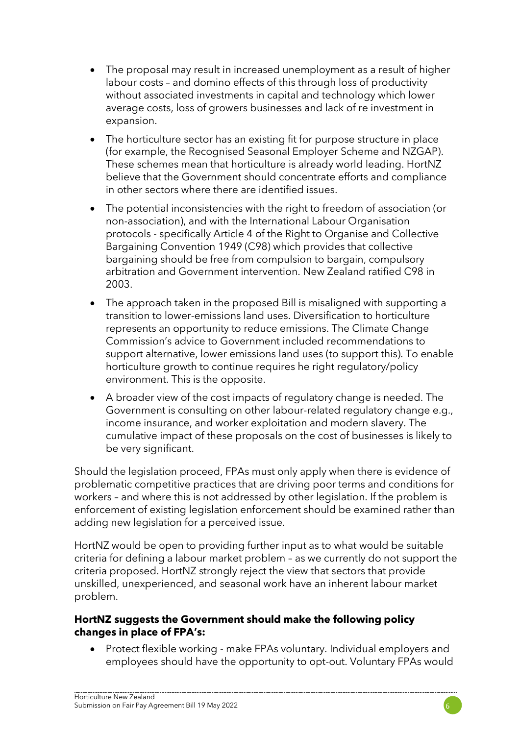- The proposal may result in increased unemployment as a result of higher labour costs – and domino effects of this through loss of productivity without associated investments in capital and technology which lower average costs, loss of growers businesses and lack of re investment in expansion.
- The horticulture sector has an existing fit for purpose structure in place (for example, the Recognised Seasonal Employer Scheme and NZGAP). These schemes mean that horticulture is already world leading. HortNZ believe that the Government should concentrate efforts and compliance in other sectors where there are identified issues.
- The potential inconsistencies with the right to freedom of association (or non-association), and with the International Labour Organisation protocols - specifically Article 4 of the Right to Organise and Collective Bargaining Convention 1949 (C98) which provides that collective bargaining should be free from compulsion to bargain, compulsory arbitration and Government intervention. New Zealand ratified C98 in 2003.
- The approach taken in the proposed Bill is misaligned with supporting a transition to lower-emissions land uses. Diversification to horticulture represents an opportunity to reduce emissions. The Climate Change Commission's advice to Government included recommendations to support alternative, lower emissions land uses (to support this). To enable horticulture growth to continue requires he right regulatory/policy environment. This is the opposite.
- A broader view of the cost impacts of regulatory change is needed. The Government is consulting on other labour-related regulatory change e.g., income insurance, and worker exploitation and modern slavery. The cumulative impact of these proposals on the cost of businesses is likely to be very significant.

Should the legislation proceed, FPAs must only apply when there is evidence of problematic competitive practices that are driving poor terms and conditions for workers – and where this is not addressed by other legislation. If the problem is enforcement of existing legislation enforcement should be examined rather than adding new legislation for a perceived issue.

HortNZ would be open to providing further input as to what would be suitable criteria for defining a labour market problem – as we currently do not support the criteria proposed. HortNZ strongly reject the view that sectors that provide unskilled, unexperienced, and seasonal work have an inherent labour market problem.

**HortNZ suggests the Government should make the following policy changes in place of FPA's:**

- Protect flexible working - make FPAs voluntary. Individual employers and employees should have the opportunity to opt-out. Voluntary FPAs would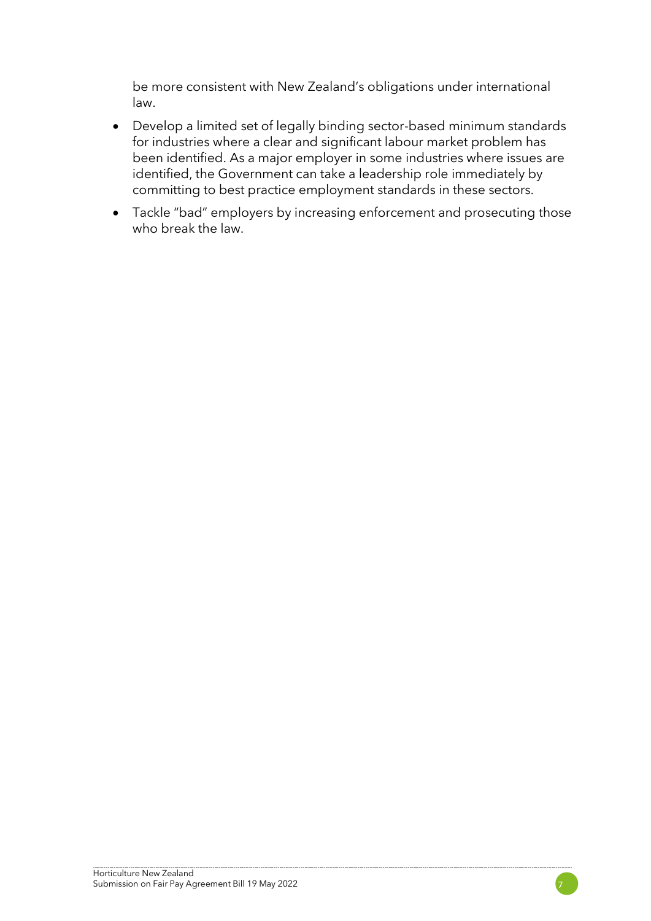be more consistent with New Zealand's obligations under international law.

- Develop a limited set of legally binding sector-based minimum standards for industries where a clear and significant labour market problem has been identified. As a major employer in some industries where issues are identified, the Government can take a leadership role immediately by committing to best practice employment standards in these sectors.
- Tackle "bad" employers by increasing enforcement and prosecuting those who break the law.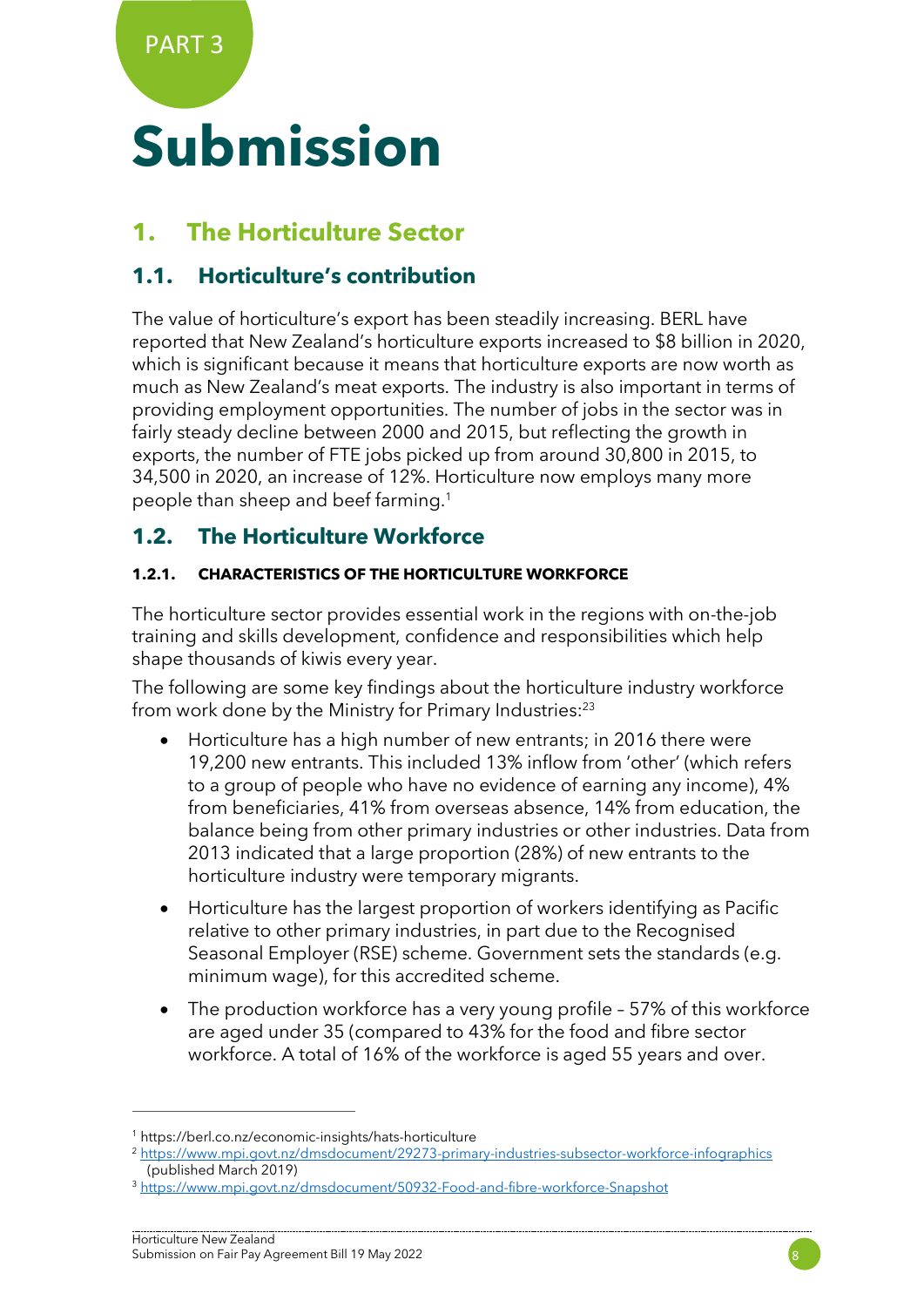PART 3

# Submission

## 1. The Horticulture Sector

### 1.1. Horticulture's contribution

The value of horticulture's export has been steadily increasing. BERL have reported that New Zealand's horticulture exports increased to $8 billion in 2020, which is significant because it means that horticulture exports are now worth as much as New Zealand's meat exports. The industry is also important in terms of providing employment opportunities. The number of jobs in the sector was in fairly steady decline between 2000 and 2015, but reflecting the growth in exports, the number of FTE jobs picked up from around 30,800 in 2015, to 34,500 in 2020, an increase of 12%. Horticulture now employs many more people than sheep and beef farming.[1]

### 1.2. The Horticulture Workforce

#### 1.2.1. CHARACTERISTICS OF THE HORTICULTURE WORKFORCE

The horticulture sector provides essential work in the regions with on-the-job training and skills development, confidence and responsibilities which help shape thousands of kiwis every year.

The following are some key findings about the horticulture industry workforce from work done by the Ministry for Primary Industries:[23]

- Horticulture has a high number of new entrants; in 2016 there were 19,200 new entrants. This included 13% inflow from 'other' (which refers to a group of people who have no evidence of earning any income), 4% from beneficiaries, 41% from overseas absence, 14% from education, the balance being from other primary industries or other industries. Data from 2013 indicated that a large proportion (28%) of new entrants to the horticulture industry were temporary migrants.
- Horticulture has the largest proportion of workers identifying as Pacific relative to other primary industries, in part due to the Recognised Seasonal Employer (RSE) scheme. Government sets the standards (e.g. minimum wage), for this accredited scheme.
- The production workforce has a very young profile – 57% of this workforce are aged under 35 (compared to 43% for the food and fibre sector workforce. A total of 16% of the workforce is aged 55 years and over.

---

[1] https://berl.co.nz/economic-insights/hats-horticulture

[2] https://www.mpi.govt.nz/dmsdocument/29273-primary-industries-subsector-workforce-infographics (published March 2019)

[3] https://www.mpi.govt.nz/dmsdocument/50932-Food-and-fibre-workforce-Snapshot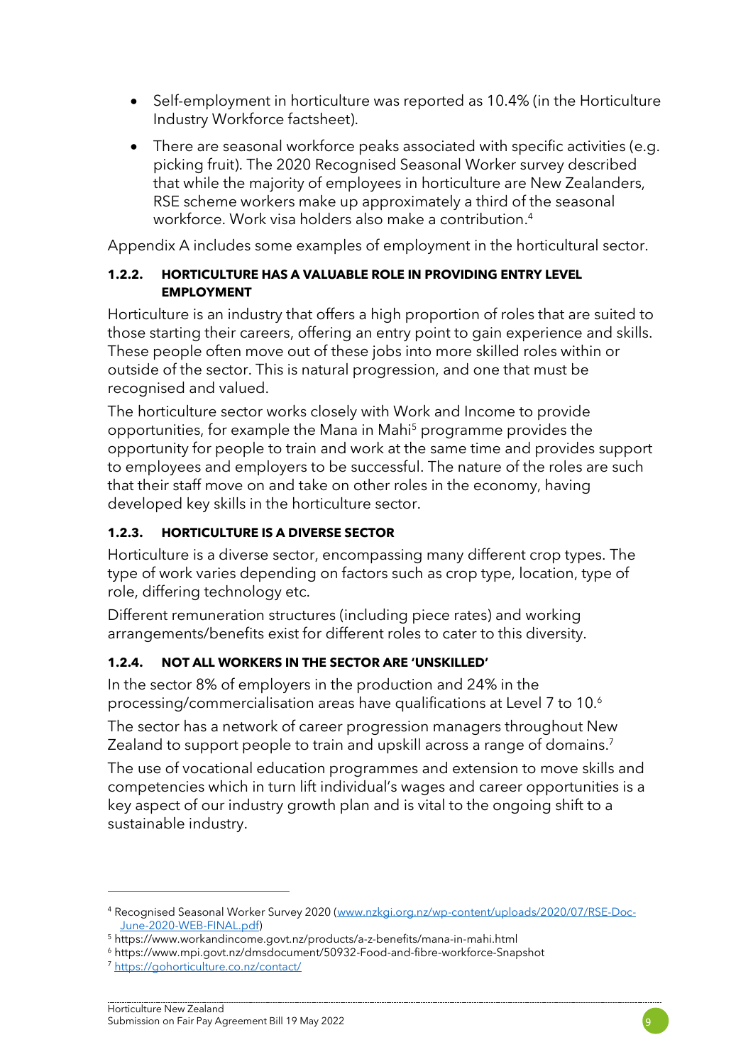- Self-employment in horticulture was reported as 10.4% (in the Horticulture Industry Workforce factsheet).
- There are seasonal workforce peaks associated with specific activities (e.g. picking fruit). The 2020 Recognised Seasonal Worker survey described that while the majority of employees in horticulture are New Zealanders, RSE scheme workers make up approximately a third of the seasonal workforce. Work visa holders also make a contribution.[4]

Appendix A includes some examples of employment in the horticultural sector.

### 1.2.2. HORTICULTURE HAS A VALUABLE ROLE IN PROVIDING ENTRY LEVEL EMPLOYMENT

Horticulture is an industry that offers a high proportion of roles that are suited to those starting their careers, offering an entry point to gain experience and skills. These people often move out of these jobs into more skilled roles within or outside of the sector. This is natural progression, and one that must be recognised and valued.

The horticulture sector works closely with Work and Income to provide opportunities, for example the Mana in Mahi[5] programme provides the opportunity for people to train and work at the same time and provides support to employees and employers to be successful. The nature of the roles are such that their staff move on and take on other roles in the economy, having developed key skills in the horticulture sector.

### 1.2.3. HORTICULTURE IS A DIVERSE SECTOR

Horticulture is a diverse sector, encompassing many different crop types. The type of work varies depending on factors such as crop type, location, type of role, differing technology etc.

Different remuneration structures (including piece rates) and working arrangements/benefits exist for different roles to cater to this diversity.

### 1.2.4. NOT ALL WORKERS IN THE SECTOR ARE 'UNSKILLED'

In the sector 8% of employers in the production and 24% in the processing/commercialisation areas have qualifications at Level 7 to 10.[6]

The sector has a network of career progression managers throughout New Zealand to support people to train and upskill across a range of domains.[7]

The use of vocational education programmes and extension to move skills and competencies which in turn lift individual's wages and career opportunities is a key aspect of our industry growth plan and is vital to the ongoing shift to a sustainable industry.

---

[4] Recognised Seasonal Worker Survey 2020 (www.nzkgi.org.nz/wp-content/uploads/2020/07/RSE-Doc-June-2020-WEB-FINAL.pdf)

[5] https://www.workandincome.govt.nz/products/a-z-benefits/mana-in-mahi.html

[6] https://www.mpi.govt.nz/dmsdocument/50932-Food-and-fibre-workforce-Snapshot

[7] https://gohorticulture.co.nz/contact/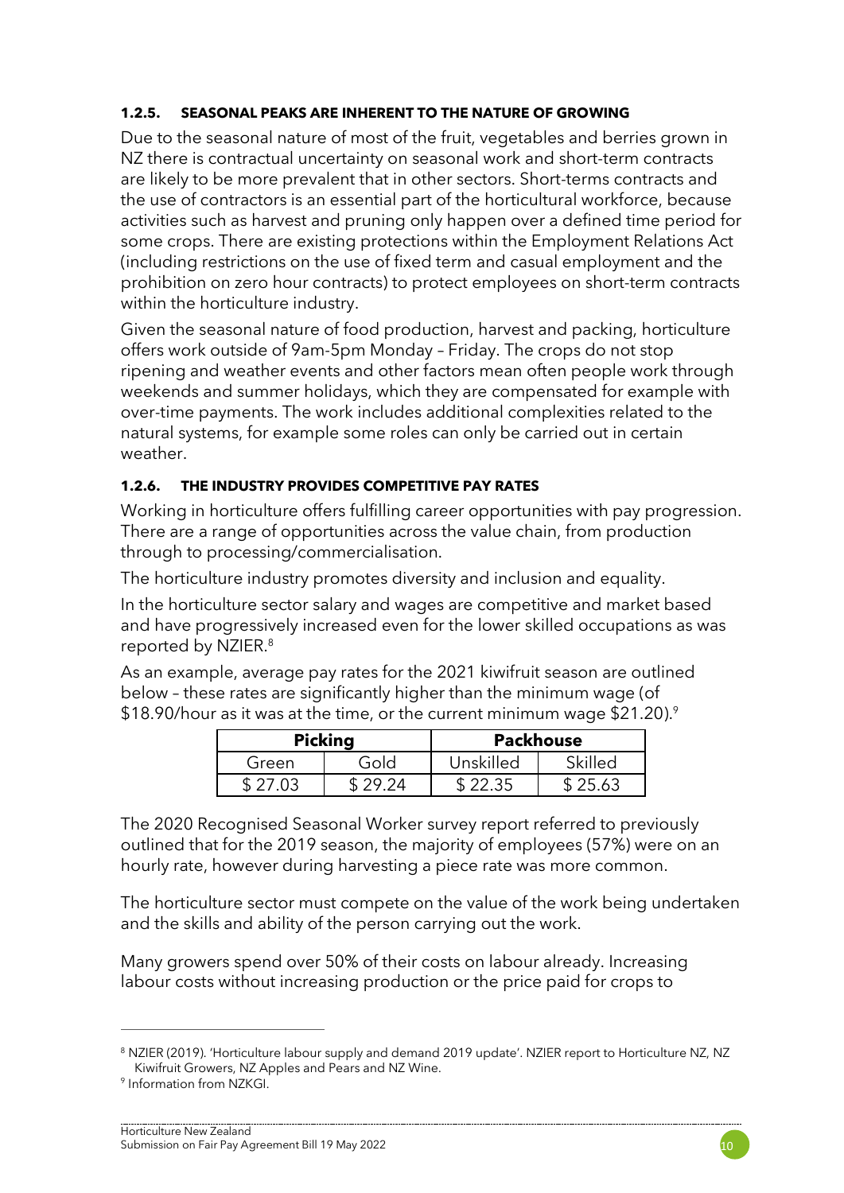#### 1.2.5. SEASONAL PEAKS ARE INHERENT TO THE NATURE OF GROWING

Due to the seasonal nature of most of the fruit, vegetables and berries grown in NZ there is contractual uncertainty on seasonal work and short-term contracts are likely to be more prevalent that in other sectors. Short-terms contracts and the use of contractors is an essential part of the horticultural workforce, because activities such as harvest and pruning only happen over a defined time period for some crops. There are existing protections within the Employment Relations Act (including restrictions on the use of fixed term and casual employment and the prohibition on zero hour contracts) to protect employees on short-term contracts within the horticulture industry.

Given the seasonal nature of food production, harvest and packing, horticulture offers work outside of 9am-5pm Monday – Friday. The crops do not stop ripening and weather events and other factors mean often people work through weekends and summer holidays, which they are compensated for example with over-time payments. The work includes additional complexities related to the natural systems, for example some roles can only be carried out in certain weather.

#### 1.2.6. THE INDUSTRY PROVIDES COMPETITIVE PAY RATES

Working in horticulture offers fulfilling career opportunities with pay progression. There are a range of opportunities across the value chain, from production through to processing/commercialisation.

The horticulture industry promotes diversity and inclusion and equality.

In the horticulture sector salary and wages are competitive and market based and have progressively increased even for the lower skilled occupations as was reported by NZIER.[8]

As an example, average pay rates for the 2021 kiwifruit season are outlined below – these rates are significantly higher than the minimum wage (of $18.90/hour as it was at the time, or the current minimum wage $21.20).[9]

| Picking | | Packhouse | |
|---|---|---|---|
| Green | Gold | Unskilled | Skilled |
| $ 27.03 | $ 29.24 | $ 22.35 | $ 25.63 |

The 2020 Recognised Seasonal Worker survey report referred to previously outlined that for the 2019 season, the majority of employees (57%) were on an hourly rate, however during harvesting a piece rate was more common.

The horticulture sector must compete on the value of the work being undertaken and the skills and ability of the person carrying out the work.

Many growers spend over 50% of their costs on labour already. Increasing labour costs without increasing production or the price paid for crops to

[8] NZIER (2019). 'Horticulture labour supply and demand 2019 update'. NZIER report to Horticulture NZ, NZ Kiwifruit Growers, NZ Apples and Pears and NZ Wine.

[9] Information from NZKGI.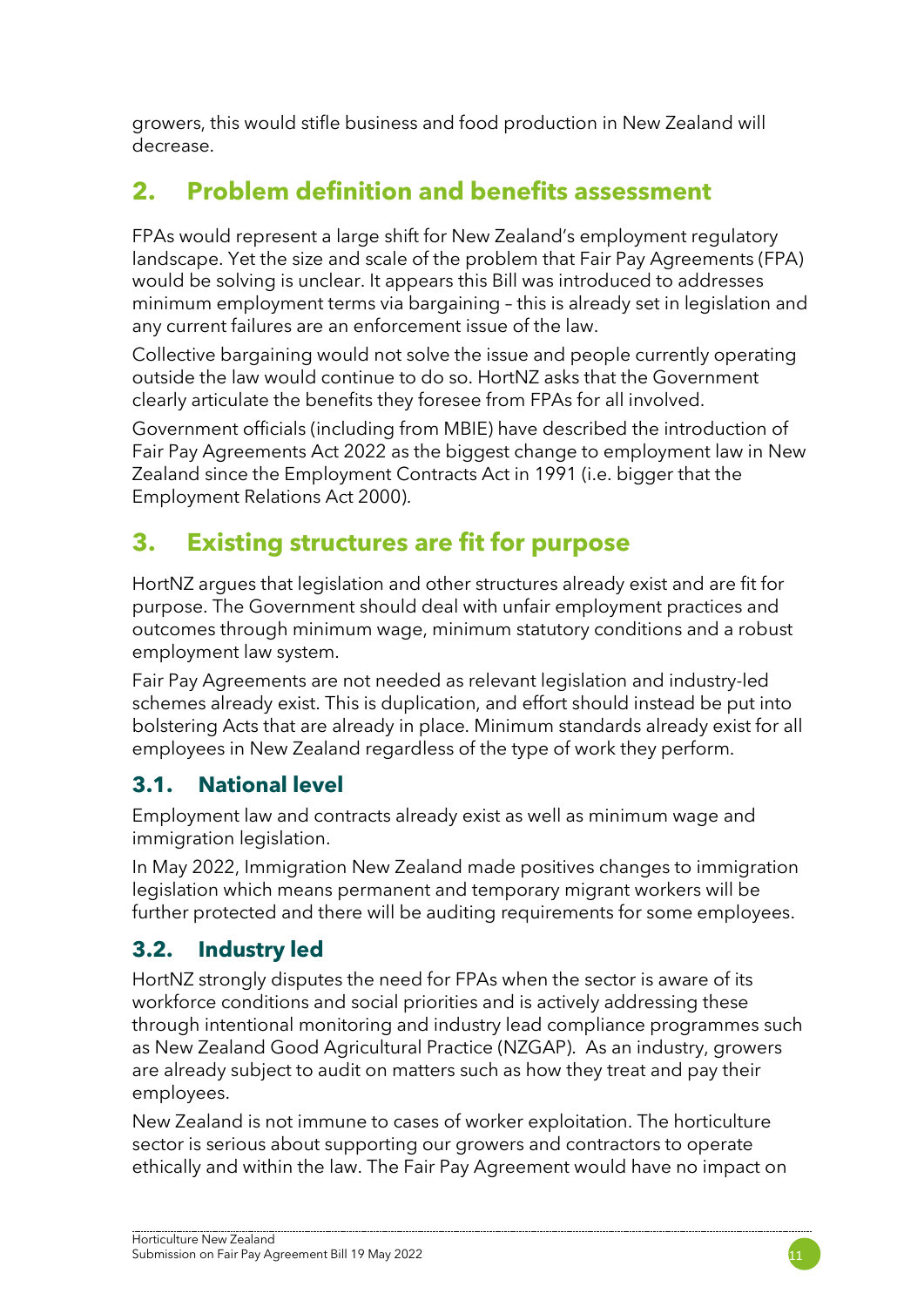growers, this would stifle business and food production in New Zealand will decrease.

## 2. Problem definition and benefits assessment

FPAs would represent a large shift for New Zealand's employment regulatory landscape. Yet the size and scale of the problem that Fair Pay Agreements (FPA) would be solving is unclear. It appears this Bill was introduced to addresses minimum employment terms via bargaining – this is already set in legislation and any current failures are an enforcement issue of the law.

Collective bargaining would not solve the issue and people currently operating outside the law would continue to do so. HortNZ asks that the Government clearly articulate the benefits they foresee from FPAs for all involved.

Government officials (including from MBIE) have described the introduction of Fair Pay Agreements Act 2022 as the biggest change to employment law in New Zealand since the Employment Contracts Act in 1991 (i.e. bigger that the Employment Relations Act 2000).

## 3. Existing structures are fit for purpose

HortNZ argues that legislation and other structures already exist and are fit for purpose. The Government should deal with unfair employment practices and outcomes through minimum wage, minimum statutory conditions and a robust employment law system.

Fair Pay Agreements are not needed as relevant legislation and industry-led schemes already exist. This is duplication, and effort should instead be put into bolstering Acts that are already in place. Minimum standards already exist for all employees in New Zealand regardless of the type of work they perform.

### 3.1. National level

Employment law and contracts already exist as well as minimum wage and immigration legislation.

In May 2022, Immigration New Zealand made positives changes to immigration legislation which means permanent and temporary migrant workers will be further protected and there will be auditing requirements for some employees.

### 3.2. Industry led

HortNZ strongly disputes the need for FPAs when the sector is aware of its workforce conditions and social priorities and is actively addressing these through intentional monitoring and industry lead compliance programmes such as New Zealand Good Agricultural Practice (NZGAP). As an industry, growers are already subject to audit on matters such as how they treat and pay their employees.

New Zealand is not immune to cases of worker exploitation. The horticulture sector is serious about supporting our growers and contractors to operate ethically and within the law. The Fair Pay Agreement would have no impact on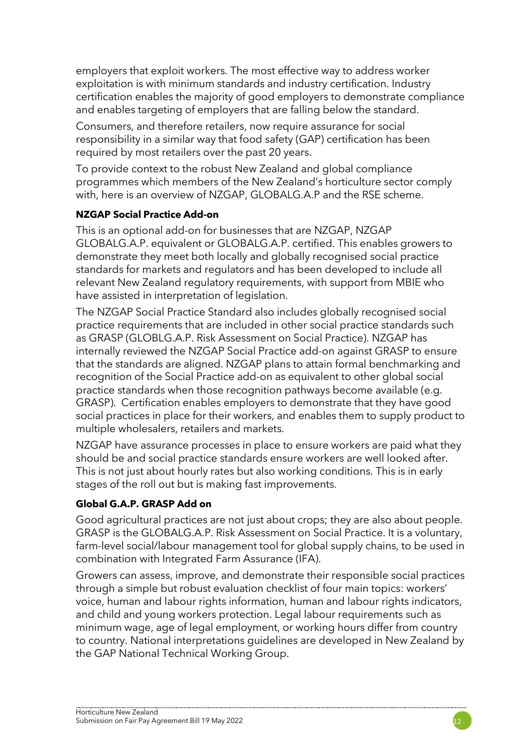employers that exploit workers. The most effective way to address worker exploitation is with minimum standards and industry certification. Industry certification enables the majority of good employers to demonstrate compliance and enables targeting of employers that are falling below the standard.

Consumers, and therefore retailers, now require assurance for social responsibility in a similar way that food safety (GAP) certification has been required by most retailers over the past 20 years.

To provide context to the robust New Zealand and global compliance programmes which members of the New Zealand's horticulture sector comply with, here is an overview of NZGAP, GLOBALG.A.P and the RSE scheme.

**NZGAP Social Practice Add-on**

This is an optional add-on for businesses that are NZGAP, NZGAP GLOBALG.A.P. equivalent or GLOBALG.A.P. certified. This enables growers to demonstrate they meet both locally and globally recognised social practice standards for markets and regulators and has been developed to include all relevant New Zealand regulatory requirements, with support from MBIE who have assisted in interpretation of legislation.

The NZGAP Social Practice Standard also includes globally recognised social practice requirements that are included in other social practice standards such as GRASP (GLOBLG.A.P. Risk Assessment on Social Practice). NZGAP has internally reviewed the NZGAP Social Practice add-on against GRASP to ensure that the standards are aligned. NZGAP plans to attain formal benchmarking and recognition of the Social Practice add-on as equivalent to other global social practice standards when those recognition pathways become available (e.g. GRASP). Certification enables employers to demonstrate that they have good social practices in place for their workers, and enables them to supply product to multiple wholesalers, retailers and markets.

NZGAP have assurance processes in place to ensure workers are paid what they should be and social practice standards ensure workers are well looked after. This is not just about hourly rates but also working conditions. This is in early stages of the roll out but is making fast improvements.

**Global G.A.P. GRASP Add on**

Good agricultural practices are not just about crops; they are also about people. GRASP is the GLOBALG.A.P. Risk Assessment on Social Practice. It is a voluntary, farm-level social/labour management tool for global supply chains, to be used in combination with Integrated Farm Assurance (IFA).

Growers can assess, improve, and demonstrate their responsible social practices through a simple but robust evaluation checklist of four main topics: workers' voice, human and labour rights information, human and labour rights indicators, and child and young workers protection. Legal labour requirements such as minimum wage, age of legal employment, or working hours differ from country to country. National interpretations guidelines are developed in New Zealand by the GAP National Technical Working Group.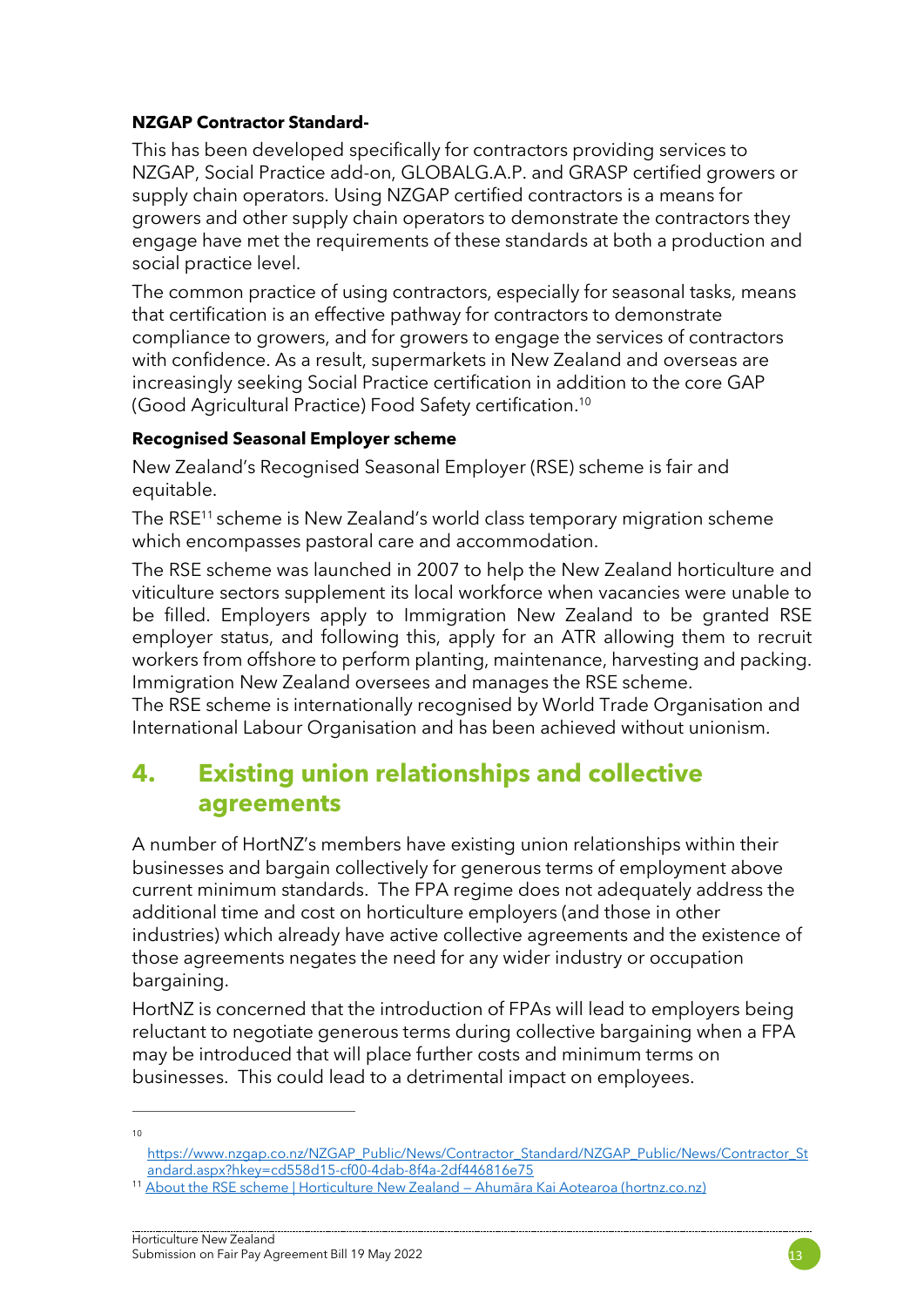**NZGAP Contractor Standard-**

This has been developed specifically for contractors providing services to NZGAP, Social Practice add-on, GLOBALG.A.P. and GRASP certified growers or supply chain operators. Using NZGAP certified contractors is a means for growers and other supply chain operators to demonstrate the contractors they engage have met the requirements of these standards at both a production and social practice level.

The common practice of using contractors, especially for seasonal tasks, means that certification is an effective pathway for contractors to demonstrate compliance to growers, and for growers to engage the services of contractors with confidence. As a result, supermarkets in New Zealand and overseas are increasingly seeking Social Practice certification in addition to the core GAP (Good Agricultural Practice) Food Safety certification.[10]

**Recognised Seasonal Employer scheme**

New Zealand's Recognised Seasonal Employer (RSE) scheme is fair and equitable.

The RSE[11] scheme is New Zealand's world class temporary migration scheme which encompasses pastoral care and accommodation.

The RSE scheme was launched in 2007 to help the New Zealand horticulture and viticulture sectors supplement its local workforce when vacancies were unable to be filled. Employers apply to Immigration New Zealand to be granted RSE employer status, and following this, apply for an ATR allowing them to recruit workers from offshore to perform planting, maintenance, harvesting and packing. Immigration New Zealand oversees and manages the RSE scheme.
The RSE scheme is internationally recognised by World Trade Organisation and International Labour Organisation and has been achieved without unionism.

## 4. Existing union relationships and collective agreements

A number of HortNZ's members have existing union relationships within their businesses and bargain collectively for generous terms of employment above current minimum standards. The FPA regime does not adequately address the additional time and cost on horticulture employers (and those in other industries) which already have active collective agreements and the existence of those agreements negates the need for any wider industry or occupation bargaining.

HortNZ is concerned that the introduction of FPAs will lead to employers being reluctant to negotiate generous terms during collective bargaining when a FPA may be introduced that will place further costs and minimum terms on businesses. This could lead to a detrimental impact on employees.

---

[10] https://www.nzgap.co.nz/NZGAP_Public/News/Contractor_Standard/NZGAP_Public/News/Contractor_Standard.aspx?hkey=cd558d15-cf00-4dab-8f4a-2df446816e75

[11] About the RSE scheme | Horticulture New Zealand – Ahumāra Kai Aotearoa (hortnz.co.nz)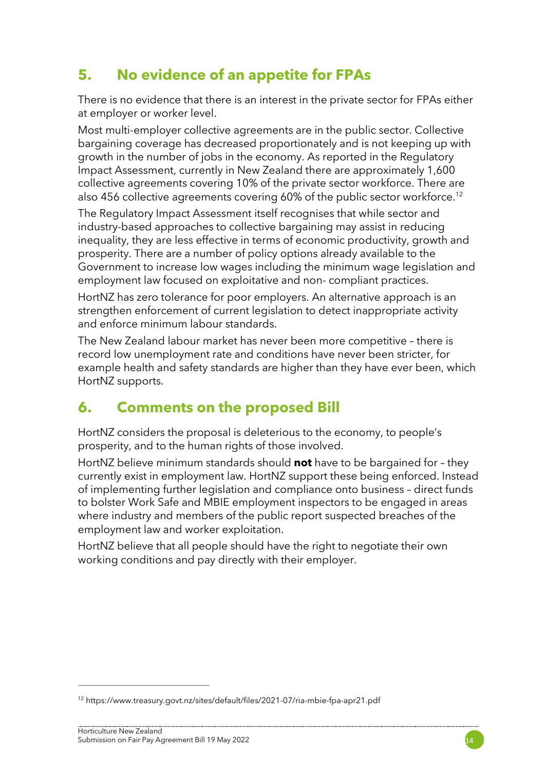## 5. No evidence of an appetite for FPAs

There is no evidence that there is an interest in the private sector for FPAs either at employer or worker level.

Most multi-employer collective agreements are in the public sector. Collective bargaining coverage has decreased proportionately and is not keeping up with growth in the number of jobs in the economy. As reported in the Regulatory Impact Assessment, currently in New Zealand there are approximately 1,600 collective agreements covering 10% of the private sector workforce. There are also 456 collective agreements covering 60% of the public sector workforce.[12]

The Regulatory Impact Assessment itself recognises that while sector and industry-based approaches to collective bargaining may assist in reducing inequality, they are less effective in terms of economic productivity, growth and prosperity. There are a number of policy options already available to the Government to increase low wages including the minimum wage legislation and employment law focused on exploitative and non- compliant practices.

HortNZ has zero tolerance for poor employers. An alternative approach is an strengthen enforcement of current legislation to detect inappropriate activity and enforce minimum labour standards.

The New Zealand labour market has never been more competitive – there is record low unemployment rate and conditions have never been stricter, for example health and safety standards are higher than they have ever been, which HortNZ supports.

## 6. Comments on the proposed Bill

HortNZ considers the proposal is deleterious to the economy, to people's prosperity, and to the human rights of those involved.

HortNZ believe minimum standards should **not** have to be bargained for – they currently exist in employment law. HortNZ support these being enforced. Instead of implementing further legislation and compliance onto business – direct funds to bolster Work Safe and MBIE employment inspectors to be engaged in areas where industry and members of the public report suspected breaches of the employment law and worker exploitation.

HortNZ believe that all people should have the right to negotiate their own working conditions and pay directly with their employer.

[12] https://www.treasury.govt.nz/sites/default/files/2021-07/ria-mbie-fpa-apr21.pdf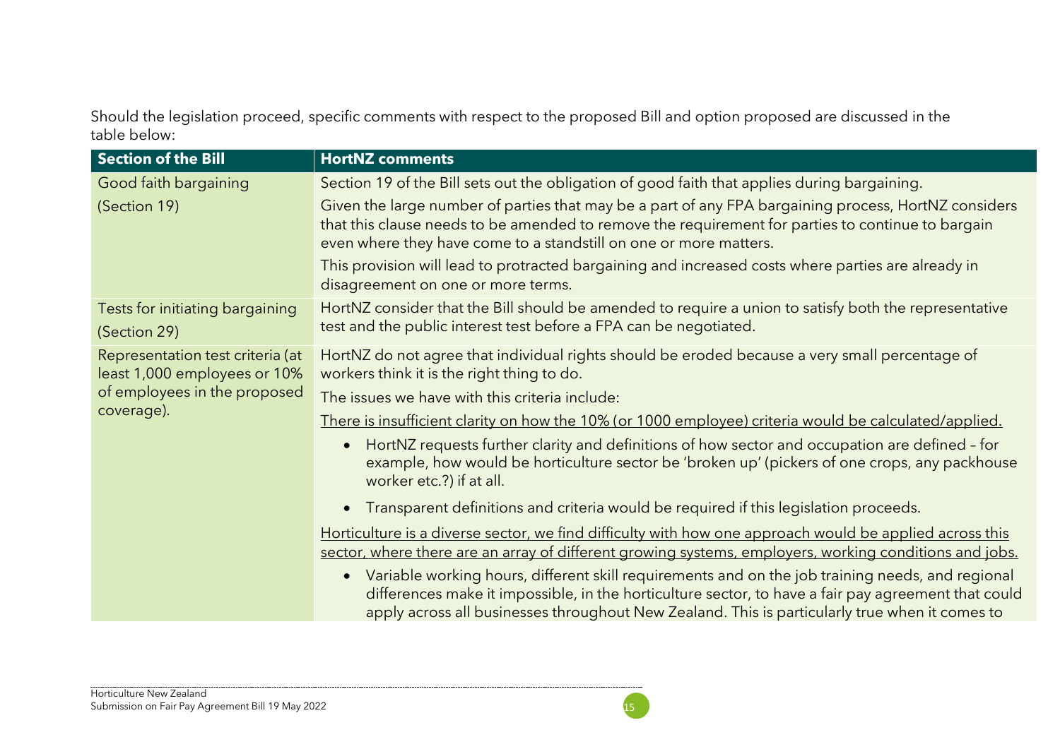Should the legislation proceed, specific comments with respect to the proposed Bill and option proposed are discussed in the table below:

| Section of the Bill | HortNZ comments |
|---|---|
| Good faith bargaining<br><br>(Section 19) | Section 19 of the Bill sets out the obligation of good faith that applies during bargaining.<br><br>Given the large number of parties that may be a part of any FPA bargaining process, HortNZ considers that this clause needs to be amended to remove the requirement for parties to continue to bargain even where they have come to a standstill on one or more matters.<br><br>This provision will lead to protracted bargaining and increased costs where parties are already in disagreement on one or more terms. |
| Tests for initiating bargaining<br><br>(Section 29) | HortNZ consider that the Bill should be amended to require a union to satisfy both the representative test and the public interest test before a FPA can be negotiated. |
| Representation test criteria (at least 1,000 employees or 10% of employees in the proposed coverage). | HortNZ do not agree that individual rights should be eroded because a very small percentage of workers think it is the right thing to do.<br><br>The issues we have with this criteria include:<br><br><u>There is insufficient clarity on how the 10% (or 1000 employee) criteria would be calculated/applied.</u><br><br>• HortNZ requests further clarity and definitions of how sector and occupation are defined – for example, how would be horticulture sector be 'broken up' (pickers of one crops, any packhouse worker etc.?) if at all.<br><br>• Transparent definitions and criteria would be required if this legislation proceeds.<br><br><u>Horticulture is a diverse sector, we find difficulty with how one approach would be applied across this sector, where there are an array of different growing systems, employers, working conditions and jobs.</u><br><br>• Variable working hours, different skill requirements and on the job training needs, and regional differences make it impossible, in the horticulture sector, to have a fair pay agreement that could apply across all businesses throughout New Zealand. This is particularly true when it comes to |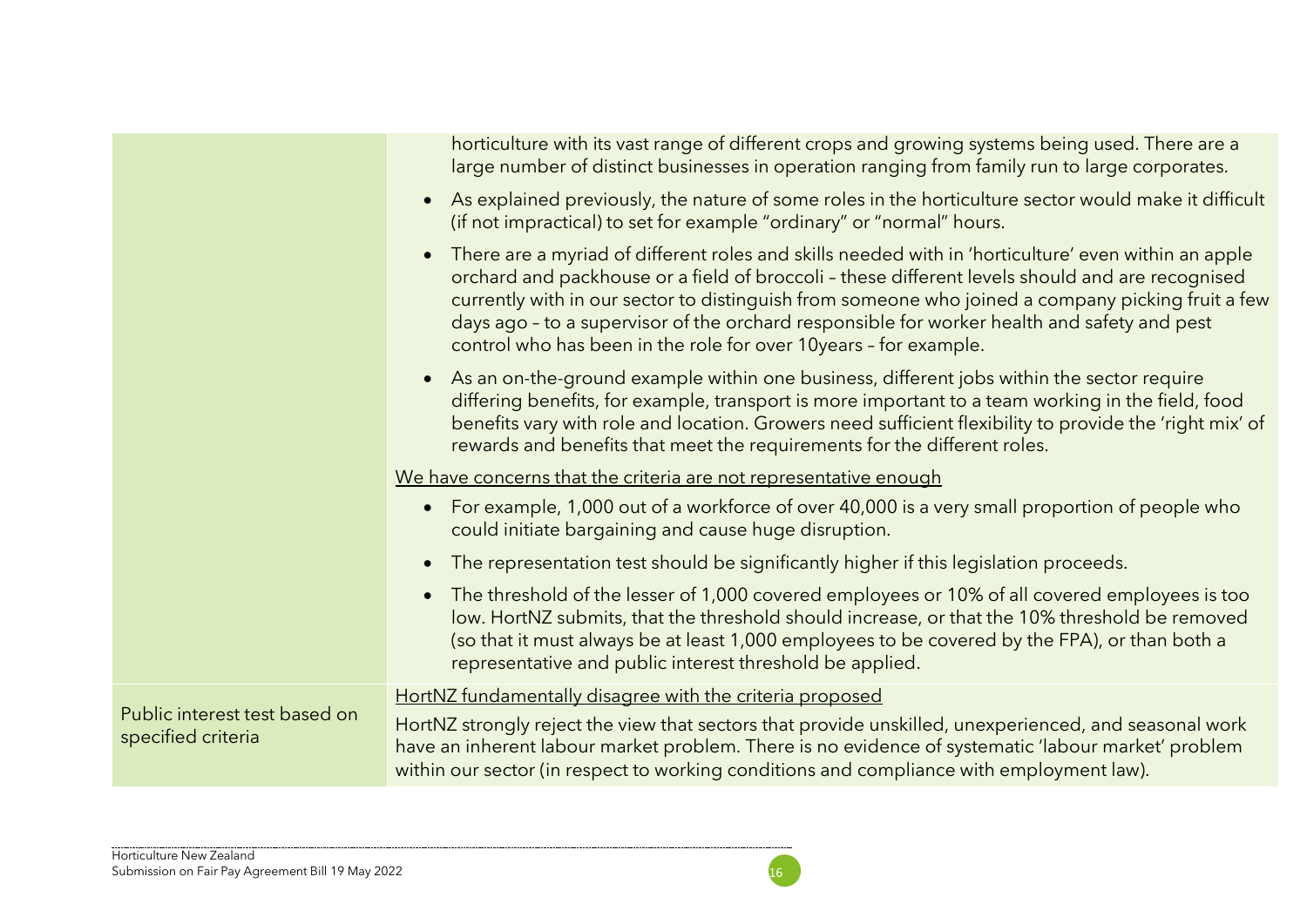| | |
|---|---|
| | horticulture with its vast range of different crops and growing systems being used. There are a large number of distinct businesses in operation ranging from family run to large corporates.<br><br>• As explained previously, the nature of some roles in the horticulture sector would make it difficult (if not impractical) to set for example "ordinary" or "normal" hours.<br><br>• There are a myriad of different roles and skills needed with in 'horticulture' even within an apple orchard and packhouse or a field of broccoli – these different levels should and are recognised currently with in our sector to distinguish from someone who joined a company picking fruit a few days ago – to a supervisor of the orchard responsible for worker health and safety and pest control who has been in the role for over 10years – for example.<br><br>• As an on-the-ground example within one business, different jobs within the sector require differing benefits, for example, transport is more important to a team working in the field, food benefits vary with role and location. Growers need sufficient flexibility to provide the 'right mix' of rewards and benefits that meet the requirements for the different roles.<br><br><u>We have concerns that the criteria are not representative enough</u><br><br>• For example, 1,000 out of a workforce of over 40,000 is a very small proportion of people who could initiate bargaining and cause huge disruption.<br><br>• The representation test should be significantly higher if this legislation proceeds.<br><br>• The threshold of the lesser of 1,000 covered employees or 10% of all covered employees is too low. HortNZ submits, that the threshold should increase, or that the 10% threshold be removed (so that it must always be at least 1,000 employees to be covered by the FPA), or than both a representative and public interest threshold be applied. |
| Public interest test based on specified criteria | <u>HortNZ fundamentally disagree with the criteria proposed</u><br><br>HortNZ strongly reject the view that sectors that provide unskilled, unexperienced, and seasonal work have an inherent labour market problem. There is no evidence of systematic 'labour market' problem within our sector (in respect to working conditions and compliance with employment law). |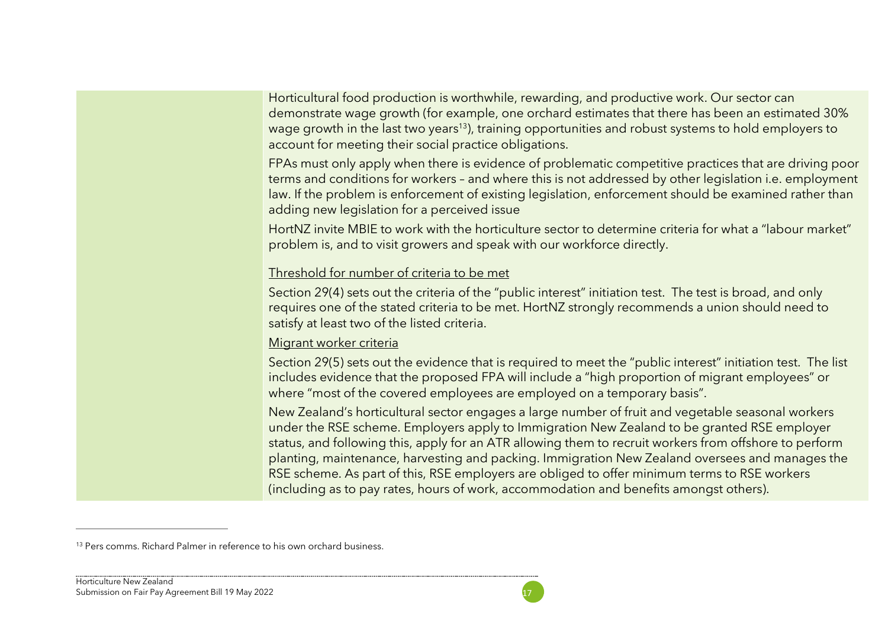Horticultural food production is worthwhile, rewarding, and productive work. Our sector can demonstrate wage growth (for example, one orchard estimates that there has been an estimated 30% wage growth in the last two years[13]), training opportunities and robust systems to hold employers to account for meeting their social practice obligations.

FPAs must only apply when there is evidence of problematic competitive practices that are driving poor terms and conditions for workers – and where this is not addressed by other legislation i.e. employment law. If the problem is enforcement of existing legislation, enforcement should be examined rather than adding new legislation for a perceived issue

HortNZ invite MBIE to work with the horticulture sector to determine criteria for what a "labour market" problem is, and to visit growers and speak with our workforce directly.

<u>Threshold for number of criteria to be met</u>

Section 29(4) sets out the criteria of the "public interest" initiation test. The test is broad, and only requires one of the stated criteria to be met. HortNZ strongly recommends a union should need to satisfy at least two of the listed criteria.

<u>Migrant worker criteria</u>

Section 29(5) sets out the evidence that is required to meet the "public interest" initiation test. The list includes evidence that the proposed FPA will include a "high proportion of migrant employees" or where "most of the covered employees are employed on a temporary basis".

New Zealand's horticultural sector engages a large number of fruit and vegetable seasonal workers under the RSE scheme. Employers apply to Immigration New Zealand to be granted RSE employer status, and following this, apply for an ATR allowing them to recruit workers from offshore to perform planting, maintenance, harvesting and packing. Immigration New Zealand oversees and manages the RSE scheme. As part of this, RSE employers are obliged to offer minimum terms to RSE workers (including as to pay rates, hours of work, accommodation and benefits amongst others).

[13] Pers comms. Richard Palmer in reference to his own orchard business.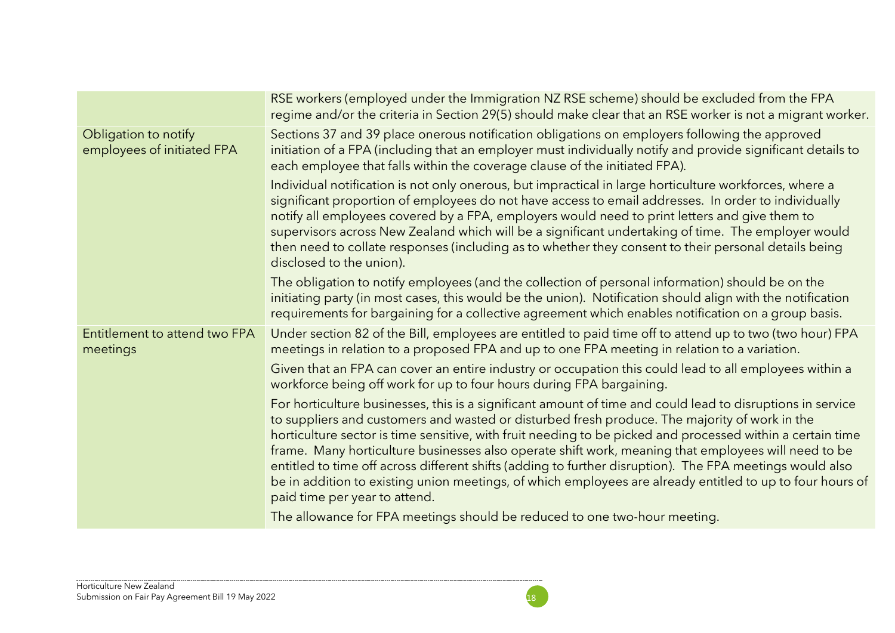| | |
|---|---|
| | RSE workers (employed under the Immigration NZ RSE scheme) should be excluded from the FPA regime and/or the criteria in Section 29(5) should make clear that an RSE worker is not a migrant worker. |
| Obligation to notify employees of initiated FPA | Sections 37 and 39 place onerous notification obligations on employers following the approved initiation of a FPA (including that an employer must individually notify and provide significant details to each employee that falls within the coverage clause of the initiated FPA).<br><br>Individual notification is not only onerous, but impractical in large horticulture workforces, where a significant proportion of employees do not have access to email addresses. In order to individually notify all employees covered by a FPA, employers would need to print letters and give them to supervisors across New Zealand which will be a significant undertaking of time. The employer would then need to collate responses (including as to whether they consent to their personal details being disclosed to the union).<br><br>The obligation to notify employees (and the collection of personal information) should be on the initiating party (in most cases, this would be the union). Notification should align with the notification requirements for bargaining for a collective agreement which enables notification on a group basis. |
| Entitlement to attend two FPA meetings | Under section 82 of the Bill, employees are entitled to paid time off to attend up to two (two hour) FPA meetings in relation to a proposed FPA and up to one FPA meeting in relation to a variation.<br><br>Given that an FPA can cover an entire industry or occupation this could lead to all employees within a workforce being off work for up to four hours during FPA bargaining.<br><br>For horticulture businesses, this is a significant amount of time and could lead to disruptions in service to suppliers and customers and wasted or disturbed fresh produce. The majority of work in the horticulture sector is time sensitive, with fruit needing to be picked and processed within a certain time frame. Many horticulture businesses also operate shift work, meaning that employees will need to be entitled to time off across different shifts (adding to further disruption). The FPA meetings would also be in addition to existing union meetings, of which employees are already entitled to up to four hours of paid time per year to attend.<br><br>The allowance for FPA meetings should be reduced to one two-hour meeting. |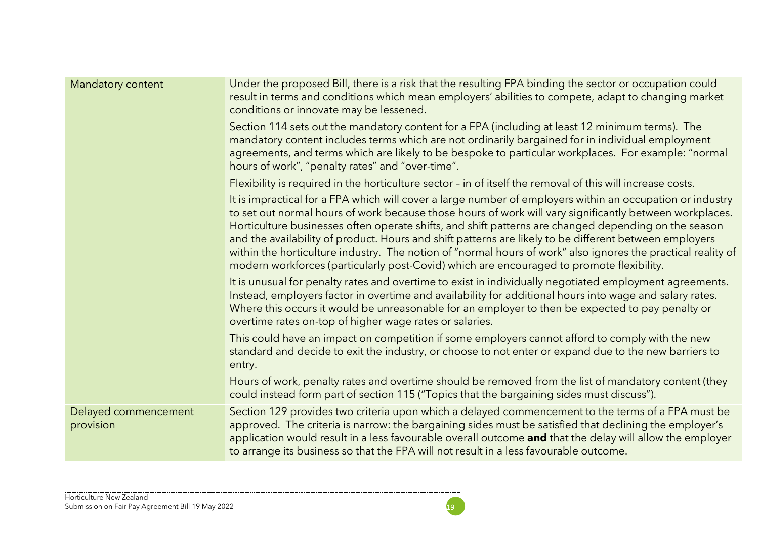| | |
|---|---|
| Mandatory content | Under the proposed Bill, there is a risk that the resulting FPA binding the sector or occupation could result in terms and conditions which mean employers' abilities to compete, adapt to changing market conditions or innovate may be lessened.<br><br>Section 114 sets out the mandatory content for a FPA (including at least 12 minimum terms). The mandatory content includes terms which are not ordinarily bargained for in individual employment agreements, and terms which are likely to be bespoke to particular workplaces. For example: "normal hours of work", "penalty rates" and "over-time".<br><br>Flexibility is required in the horticulture sector – in of itself the removal of this will increase costs.<br><br>It is impractical for a FPA which will cover a large number of employers within an occupation or industry to set out normal hours of work because those hours of work will vary significantly between workplaces. Horticulture businesses often operate shifts, and shift patterns are changed depending on the season and the availability of product. Hours and shift patterns are likely to be different between employers within the horticulture industry. The notion of "normal hours of work" also ignores the practical reality of modern workforces (particularly post-Covid) which are encouraged to promote flexibility.<br><br>It is unusual for penalty rates and overtime to exist in individually negotiated employment agreements. Instead, employers factor in overtime and availability for additional hours into wage and salary rates. Where this occurs it would be unreasonable for an employer to then be expected to pay penalty or overtime rates on-top of higher wage rates or salaries.<br><br>This could have an impact on competition if some employers cannot afford to comply with the new standard and decide to exit the industry, or choose to not enter or expand due to the new barriers to entry.<br><br>Hours of work, penalty rates and overtime should be removed from the list of mandatory content (they could instead form part of section 115 ("Topics that the bargaining sides must discuss"). |
| Delayed commencement provision | Section 129 provides two criteria upon which a delayed commencement to the terms of a FPA must be approved. The criteria is narrow: the bargaining sides must be satisfied that declining the employer's application would result in a less favourable overall outcome **and** that the delay will allow the employer to arrange its business so that the FPA will not result in a less favourable outcome. |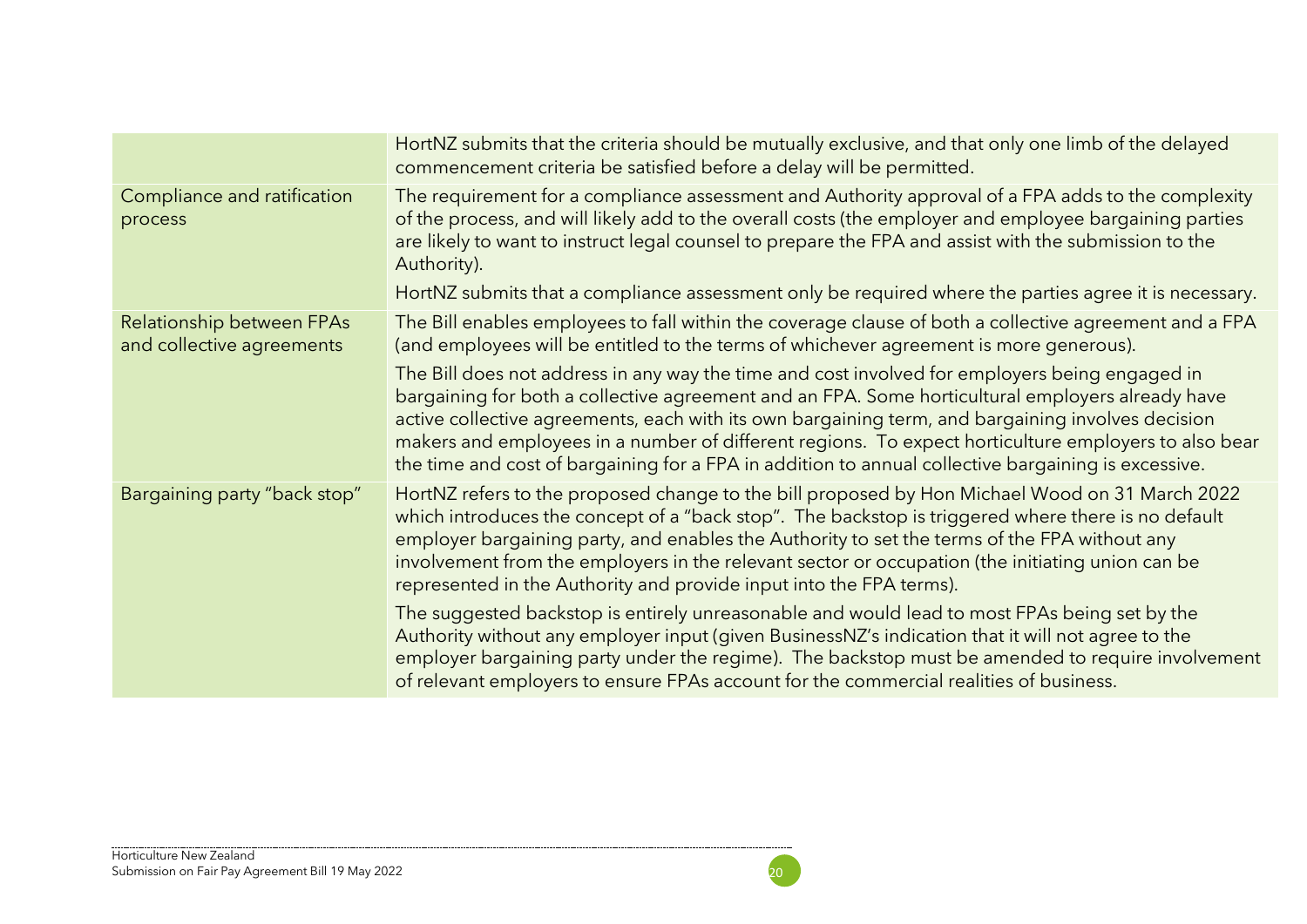| | |
|---|---|
| | HortNZ submits that the criteria should be mutually exclusive, and that only one limb of the delayed commencement criteria be satisfied before a delay will be permitted. |
| Compliance and ratification process | The requirement for a compliance assessment and Authority approval of a FPA adds to the complexity of the process, and will likely add to the overall costs (the employer and employee bargaining parties are likely to want to instruct legal counsel to prepare the FPA and assist with the submission to the Authority).<br><br>HortNZ submits that a compliance assessment only be required where the parties agree it is necessary. |
| Relationship between FPAs and collective agreements | The Bill enables employees to fall within the coverage clause of both a collective agreement and a FPA (and employees will be entitled to the terms of whichever agreement is more generous).<br><br>The Bill does not address in any way the time and cost involved for employers being engaged in bargaining for both a collective agreement and an FPA. Some horticultural employers already have active collective agreements, each with its own bargaining term, and bargaining involves decision makers and employees in a number of different regions. To expect horticulture employers to also bear the time and cost of bargaining for a FPA in addition to annual collective bargaining is excessive. |
| Bargaining party "back stop" | HortNZ refers to the proposed change to the bill proposed by Hon Michael Wood on 31 March 2022 which introduces the concept of a "back stop". The backstop is triggered where there is no default employer bargaining party, and enables the Authority to set the terms of the FPA without any involvement from the employers in the relevant sector or occupation (the initiating union can be represented in the Authority and provide input into the FPA terms).<br><br>The suggested backstop is entirely unreasonable and would lead to most FPAs being set by the Authority without any employer input (given BusinessNZ's indication that it will not agree to the employer bargaining party under the regime). The backstop must be amended to require involvement of relevant employers to ensure FPAs account for the commercial realities of business. |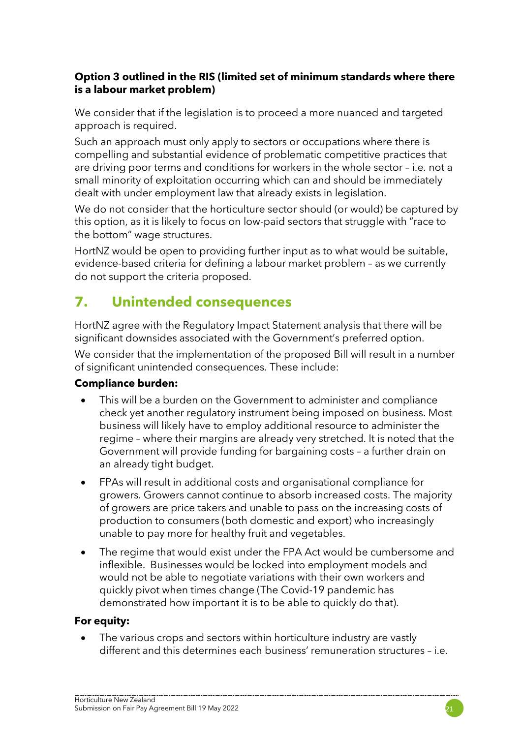**Option 3 outlined in the RIS (limited set of minimum standards where there is a labour market problem)**

We consider that if the legislation is to proceed a more nuanced and targeted approach is required.

Such an approach must only apply to sectors or occupations where there is compelling and substantial evidence of problematic competitive practices that are driving poor terms and conditions for workers in the whole sector – i.e. not a small minority of exploitation occurring which can and should be immediately dealt with under employment law that already exists in legislation.

We do not consider that the horticulture sector should (or would) be captured by this option, as it is likely to focus on low-paid sectors that struggle with "race to the bottom" wage structures.

HortNZ would be open to providing further input as to what would be suitable, evidence-based criteria for defining a labour market problem – as we currently do not support the criteria proposed.

## 7. Unintended consequences

HortNZ agree with the Regulatory Impact Statement analysis that there will be significant downsides associated with the Government's preferred option.

We consider that the implementation of the proposed Bill will result in a number of significant unintended consequences. These include:

**Compliance burden:**

- This will be a burden on the Government to administer and compliance check yet another regulatory instrument being imposed on business. Most business will likely have to employ additional resource to administer the regime – where their margins are already very stretched. It is noted that the Government will provide funding for bargaining costs – a further drain on an already tight budget.
- FPAs will result in additional costs and organisational compliance for growers. Growers cannot continue to absorb increased costs. The majority of growers are price takers and unable to pass on the increasing costs of production to consumers (both domestic and export) who increasingly unable to pay more for healthy fruit and vegetables.
- The regime that would exist under the FPA Act would be cumbersome and inflexible. Businesses would be locked into employment models and would not be able to negotiate variations with their own workers and quickly pivot when times change (The Covid-19 pandemic has demonstrated how important it is to be able to quickly do that).

**For equity:**

- The various crops and sectors within horticulture industry are vastly different and this determines each business' remuneration structures – i.e.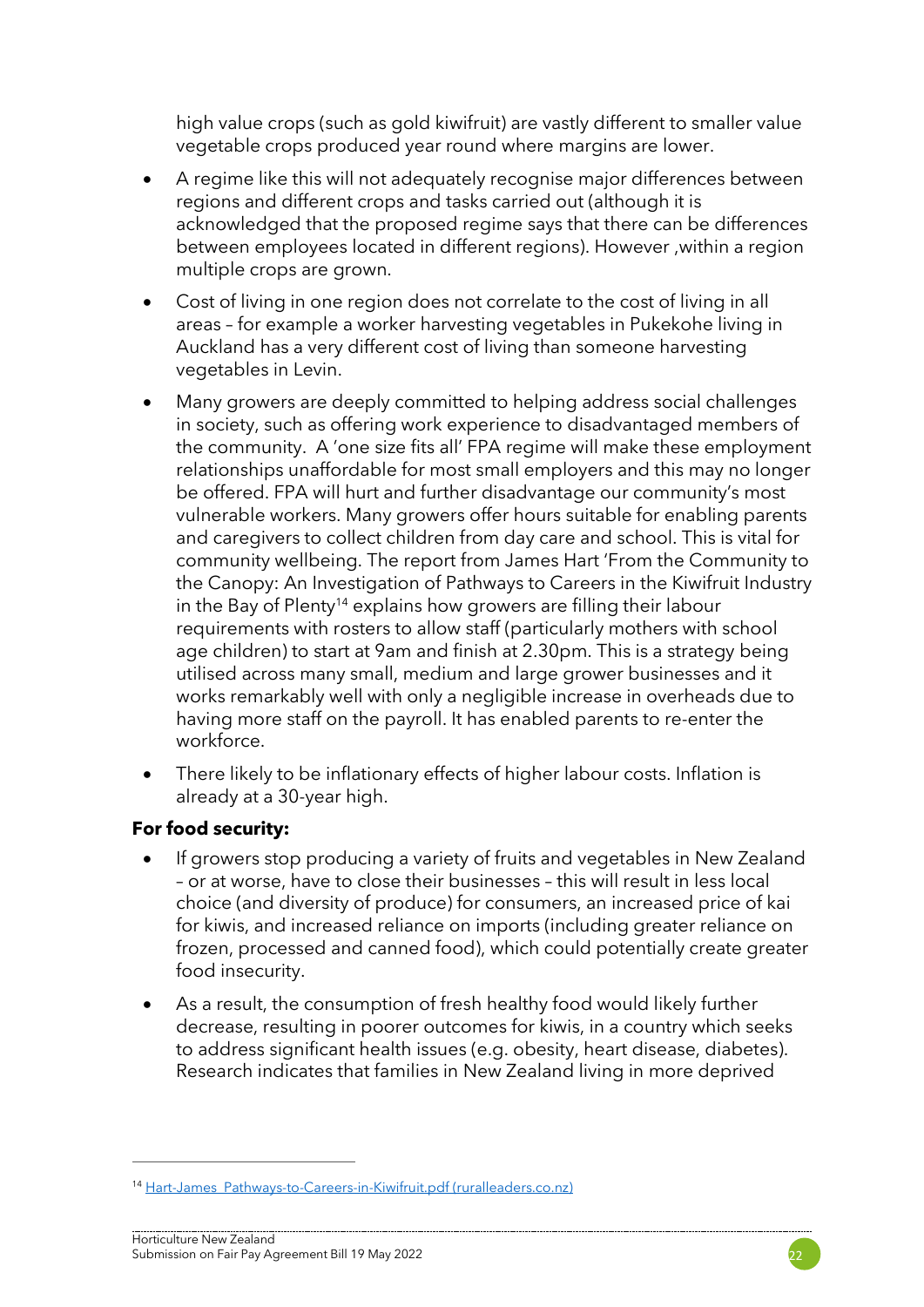high value crops (such as gold kiwifruit) are vastly different to smaller value vegetable crops produced year round where margins are lower.

- A regime like this will not adequately recognise major differences between regions and different crops and tasks carried out (although it is acknowledged that the proposed regime says that there can be differences between employees located in different regions). However ,within a region multiple crops are grown.
- Cost of living in one region does not correlate to the cost of living in all areas – for example a worker harvesting vegetables in Pukekohe living in Auckland has a very different cost of living than someone harvesting vegetables in Levin.
- Many growers are deeply committed to helping address social challenges in society, such as offering work experience to disadvantaged members of the community. A 'one size fits all' FPA regime will make these employment relationships unaffordable for most small employers and this may no longer be offered. FPA will hurt and further disadvantage our community's most vulnerable workers. Many growers offer hours suitable for enabling parents and caregivers to collect children from day care and school. This is vital for community wellbeing. The report from James Hart 'From the Community to the Canopy: An Investigation of Pathways to Careers in the Kiwifruit Industry in the Bay of Plenty[14] explains how growers are filling their labour requirements with rosters to allow staff (particularly mothers with school age children) to start at 9am and finish at 2.30pm. This is a strategy being utilised across many small, medium and large grower businesses and it works remarkably well with only a negligible increase in overheads due to having more staff on the payroll. It has enabled parents to re-enter the workforce.
- There likely to be inflationary effects of higher labour costs. Inflation is already at a 30-year high.

**For food security:**

- If growers stop producing a variety of fruits and vegetables in New Zealand – or at worse, have to close their businesses – this will result in less local choice (and diversity of produce) for consumers, an increased price of kai for kiwis, and increased reliance on imports (including greater reliance on frozen, processed and canned food), which could potentially create greater food insecurity.
- As a result, the consumption of fresh healthy food would likely further decrease, resulting in poorer outcomes for kiwis, in a country which seeks to address significant health issues (e.g. obesity, heart disease, diabetes). Research indicates that families in New Zealand living in more deprived

[14] Hart-James_Pathways-to-Careers-in-Kiwifruit.pdf (ruralleaders.co.nz)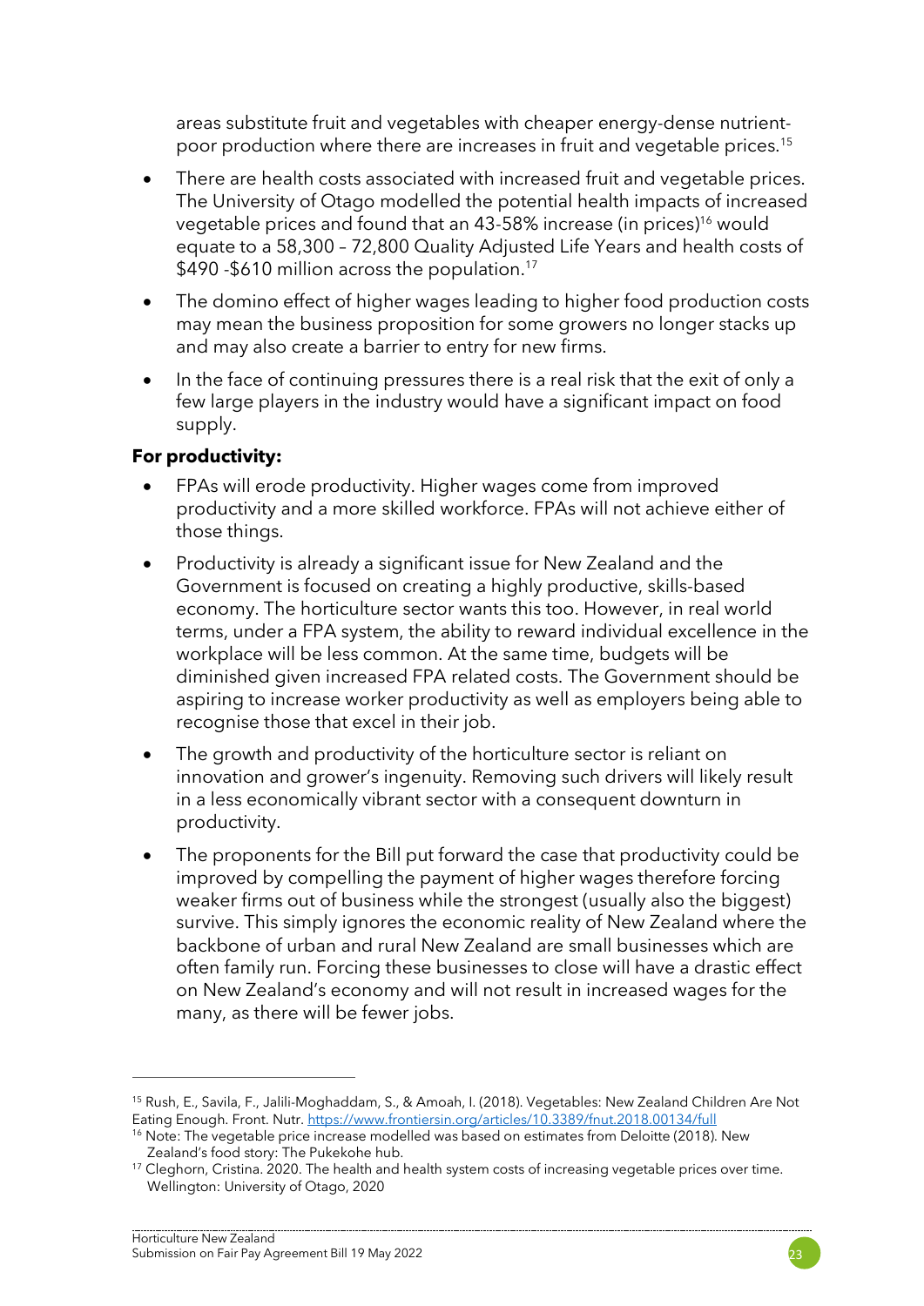areas substitute fruit and vegetables with cheaper energy-dense nutrient-poor production where there are increases in fruit and vegetable prices.[15]

- There are health costs associated with increased fruit and vegetable prices. The University of Otago modelled the potential health impacts of increased vegetable prices and found that an 43-58% increase (in prices)[16] would equate to a 58,300 – 72,800 Quality Adjusted Life Years and health costs of $490 -$610 million across the population.[17]
- The domino effect of higher wages leading to higher food production costs may mean the business proposition for some growers no longer stacks up and may also create a barrier to entry for new firms.
- In the face of continuing pressures there is a real risk that the exit of only a few large players in the industry would have a significant impact on food supply.

**For productivity:**

- FPAs will erode productivity. Higher wages come from improved productivity and a more skilled workforce. FPAs will not achieve either of those things.
- Productivity is already a significant issue for New Zealand and the Government is focused on creating a highly productive, skills-based economy. The horticulture sector wants this too. However, in real world terms, under a FPA system, the ability to reward individual excellence in the workplace will be less common. At the same time, budgets will be diminished given increased FPA related costs. The Government should be aspiring to increase worker productivity as well as employers being able to recognise those that excel in their job.
- The growth and productivity of the horticulture sector is reliant on innovation and grower's ingenuity. Removing such drivers will likely result in a less economically vibrant sector with a consequent downturn in productivity.
- The proponents for the Bill put forward the case that productivity could be improved by compelling the payment of higher wages therefore forcing weaker firms out of business while the strongest (usually also the biggest) survive. This simply ignores the economic reality of New Zealand where the backbone of urban and rural New Zealand are small businesses which are often family run. Forcing these businesses to close will have a drastic effect on New Zealand's economy and will not result in increased wages for the many, as there will be fewer jobs.

---

[15] Rush, E., Savila, F., Jalili-Moghaddam, S., & Amoah, I. (2018). Vegetables: New Zealand Children Are Not Eating Enough. Front. Nutr. https://www.frontiersin.org/articles/10.3389/fnut.2018.00134/full

[16] Note: The vegetable price increase modelled was based on estimates from Deloitte (2018). New Zealand's food story: The Pukekohe hub.

[17] Cleghorn, Cristina. 2020. The health and health system costs of increasing vegetable prices over time. Wellington: University of Otago, 2020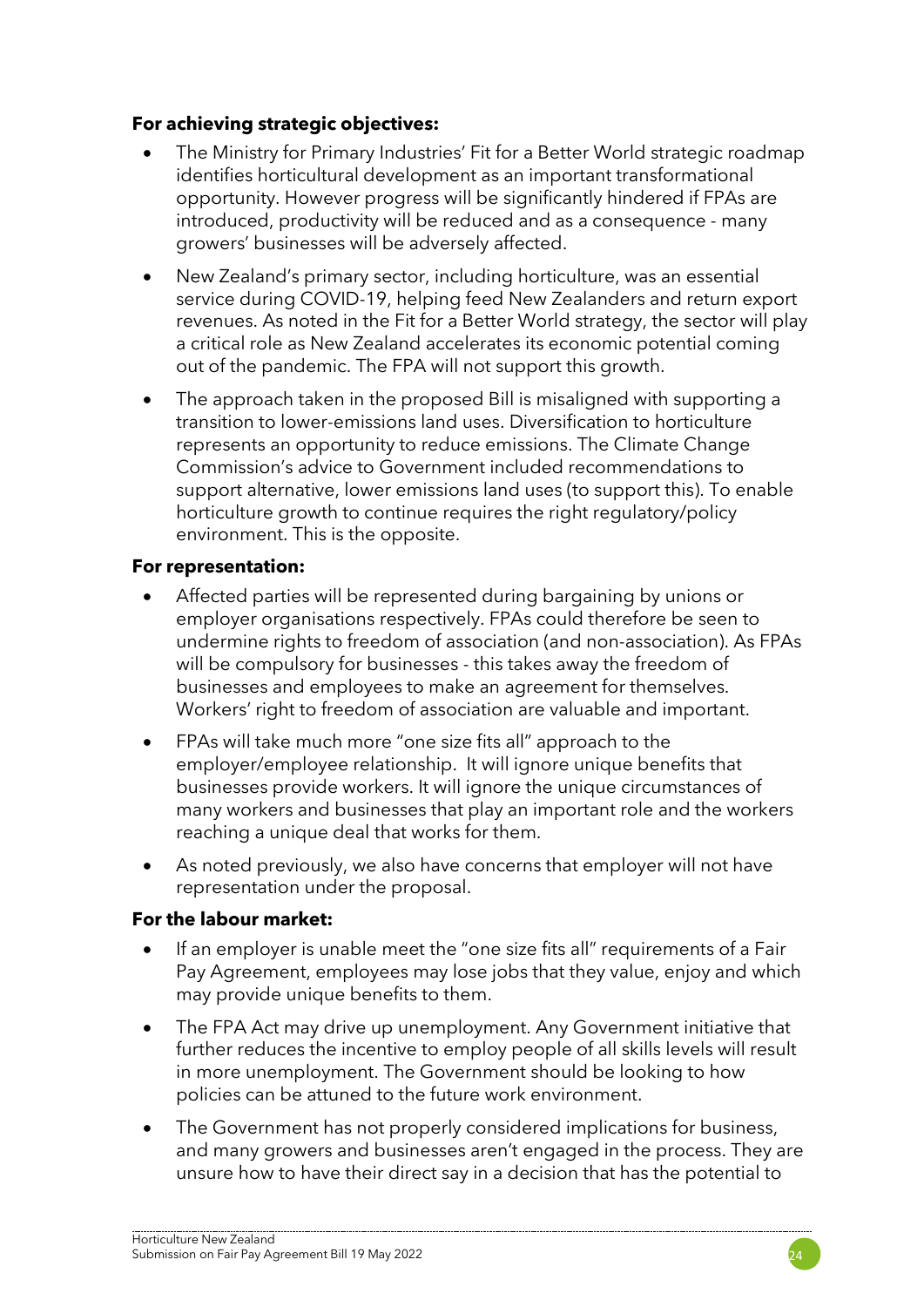**For achieving strategic objectives:**

- The Ministry for Primary Industries' Fit for a Better World strategic roadmap identifies horticultural development as an important transformational opportunity. However progress will be significantly hindered if FPAs are introduced, productivity will be reduced and as a consequence - many growers' businesses will be adversely affected.
- New Zealand's primary sector, including horticulture, was an essential service during COVID-19, helping feed New Zealanders and return export revenues. As noted in the Fit for a Better World strategy, the sector will play a critical role as New Zealand accelerates its economic potential coming out of the pandemic. The FPA will not support this growth.
- The approach taken in the proposed Bill is misaligned with supporting a transition to lower-emissions land uses. Diversification to horticulture represents an opportunity to reduce emissions. The Climate Change Commission's advice to Government included recommendations to support alternative, lower emissions land uses (to support this). To enable horticulture growth to continue requires the right regulatory/policy environment. This is the opposite.

**For representation:**

- Affected parties will be represented during bargaining by unions or employer organisations respectively. FPAs could therefore be seen to undermine rights to freedom of association (and non-association). As FPAs will be compulsory for businesses - this takes away the freedom of businesses and employees to make an agreement for themselves. Workers' right to freedom of association are valuable and important.
- FPAs will take much more "one size fits all" approach to the employer/employee relationship. It will ignore unique benefits that businesses provide workers. It will ignore the unique circumstances of many workers and businesses that play an important role and the workers reaching a unique deal that works for them.
- As noted previously, we also have concerns that employer will not have representation under the proposal.

**For the labour market:**

- If an employer is unable meet the "one size fits all" requirements of a Fair Pay Agreement, employees may lose jobs that they value, enjoy and which may provide unique benefits to them.
- The FPA Act may drive up unemployment. Any Government initiative that further reduces the incentive to employ people of all skills levels will result in more unemployment. The Government should be looking to how policies can be attuned to the future work environment.
- The Government has not properly considered implications for business, and many growers and businesses aren't engaged in the process. They are unsure how to have their direct say in a decision that has the potential to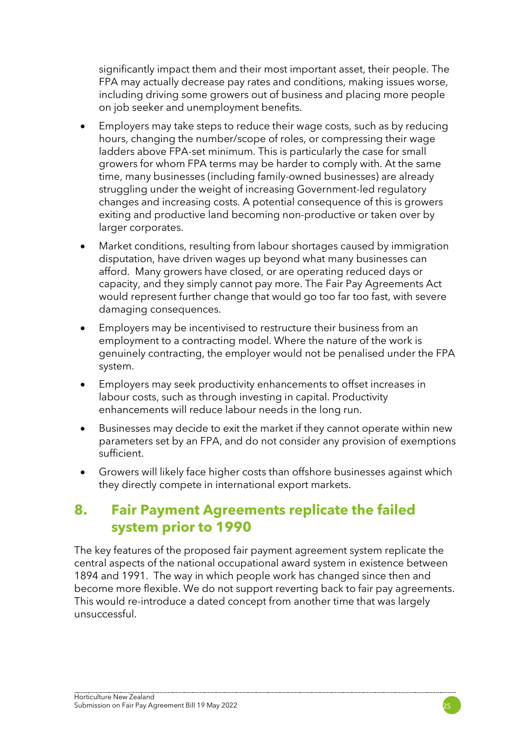significantly impact them and their most important asset, their people. The FPA may actually decrease pay rates and conditions, making issues worse, including driving some growers out of business and placing more people on job seeker and unemployment benefits.

- Employers may take steps to reduce their wage costs, such as by reducing hours, changing the number/scope of roles, or compressing their wage ladders above FPA-set minimum. This is particularly the case for small growers for whom FPA terms may be harder to comply with. At the same time, many businesses (including family-owned businesses) are already struggling under the weight of increasing Government-led regulatory changes and increasing costs. A potential consequence of this is growers exiting and productive land becoming non-productive or taken over by larger corporates.
- Market conditions, resulting from labour shortages caused by immigration disputation, have driven wages up beyond what many businesses can afford. Many growers have closed, or are operating reduced days or capacity, and they simply cannot pay more. The Fair Pay Agreements Act would represent further change that would go too far too fast, with severe damaging consequences.
- Employers may be incentivised to restructure their business from an employment to a contracting model. Where the nature of the work is genuinely contracting, the employer would not be penalised under the FPA system.
- Employers may seek productivity enhancements to offset increases in labour costs, such as through investing in capital. Productivity enhancements will reduce labour needs in the long run.
- Businesses may decide to exit the market if they cannot operate within new parameters set by an FPA, and do not consider any provision of exemptions sufficient.
- Growers will likely face higher costs than offshore businesses against which they directly compete in international export markets.

## 8. Fair Payment Agreements replicate the failed system prior to 1990

The key features of the proposed fair payment agreement system replicate the central aspects of the national occupational award system in existence between 1894 and 1991. The way in which people work has changed since then and become more flexible. We do not support reverting back to fair pay agreements. This would re-introduce a dated concept from another time that was largely unsuccessful.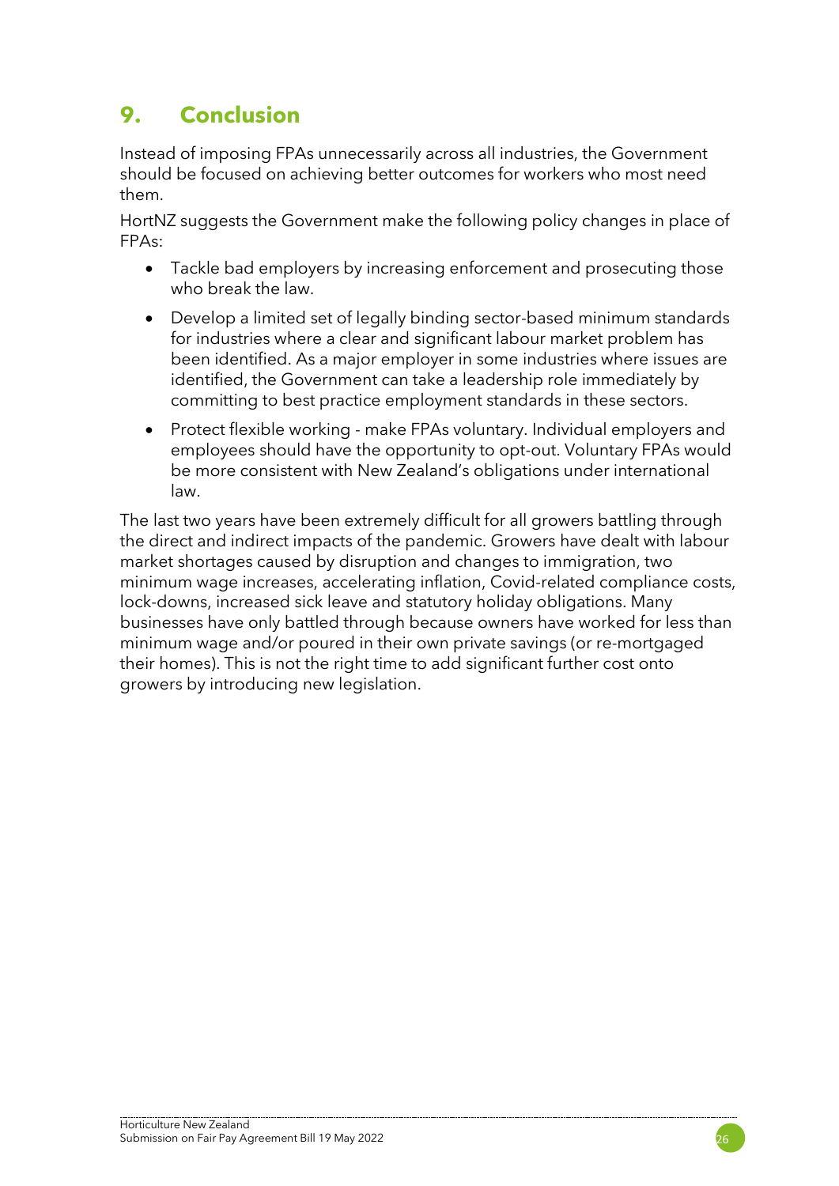## 9. Conclusion

Instead of imposing FPAs unnecessarily across all industries, the Government should be focused on achieving better outcomes for workers who most need them.

HortNZ suggests the Government make the following policy changes in place of FPAs:

- Tackle bad employers by increasing enforcement and prosecuting those who break the law.
- Develop a limited set of legally binding sector-based minimum standards for industries where a clear and significant labour market problem has been identified. As a major employer in some industries where issues are identified, the Government can take a leadership role immediately by committing to best practice employment standards in these sectors.
- Protect flexible working - make FPAs voluntary. Individual employers and employees should have the opportunity to opt-out. Voluntary FPAs would be more consistent with New Zealand's obligations under international law.

The last two years have been extremely difficult for all growers battling through the direct and indirect impacts of the pandemic. Growers have dealt with labour market shortages caused by disruption and changes to immigration, two minimum wage increases, accelerating inflation, Covid-related compliance costs, lock-downs, increased sick leave and statutory holiday obligations. Many businesses have only battled through because owners have worked for less than minimum wage and/or poured in their own private savings (or re-mortgaged their homes). This is not the right time to add significant further cost onto growers by introducing new legislation.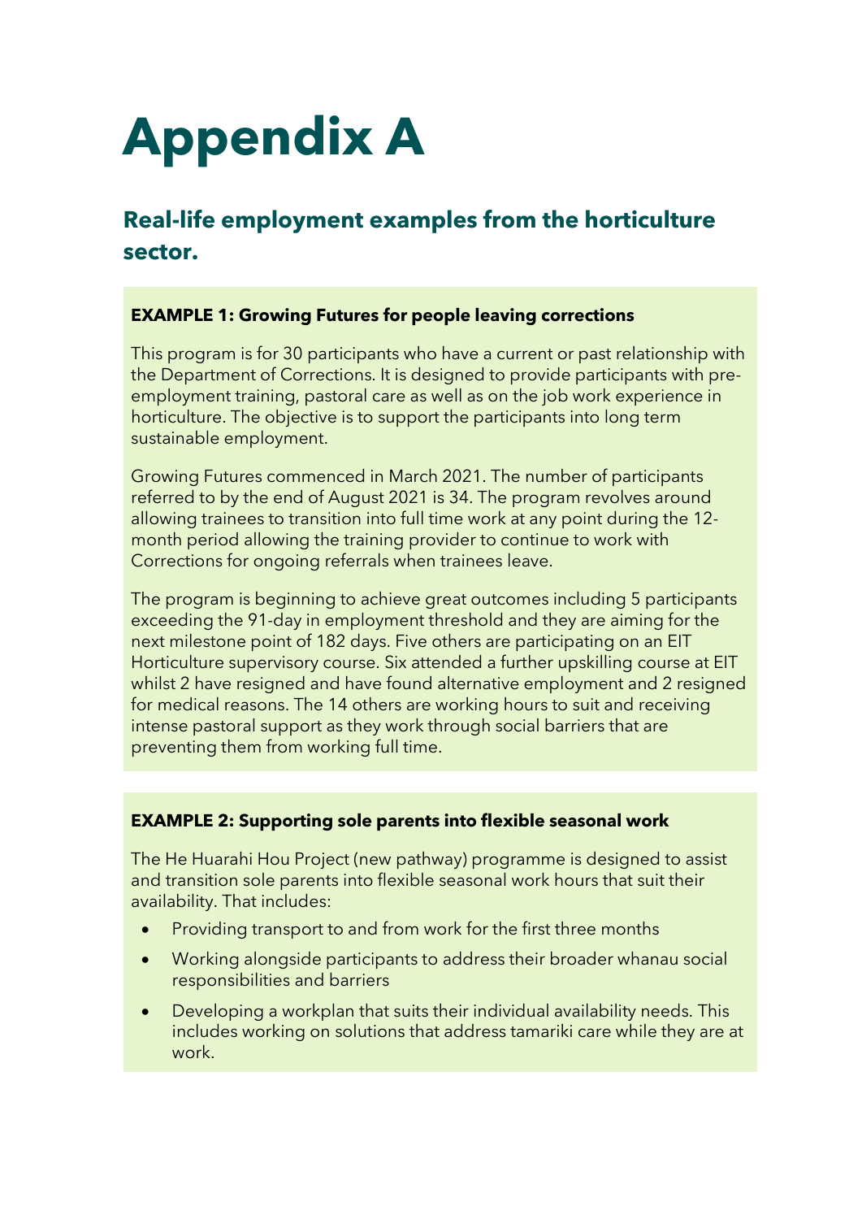# Appendix A

## Real-life employment examples from the horticulture sector.

**EXAMPLE 1: Growing Futures for people leaving corrections**

This program is for 30 participants who have a current or past relationship with the Department of Corrections. It is designed to provide participants with pre-employment training, pastoral care as well as on the job work experience in horticulture. The objective is to support the participants into long term sustainable employment.

Growing Futures commenced in March 2021. The number of participants referred to by the end of August 2021 is 34. The program revolves around allowing trainees to transition into full time work at any point during the 12-month period allowing the training provider to continue to work with Corrections for ongoing referrals when trainees leave.

The program is beginning to achieve great outcomes including 5 participants exceeding the 91-day in employment threshold and they are aiming for the next milestone point of 182 days. Five others are participating on an EIT Horticulture supervisory course. Six attended a further upskilling course at EIT whilst 2 have resigned and have found alternative employment and 2 resigned for medical reasons. The 14 others are working hours to suit and receiving intense pastoral support as they work through social barriers that are preventing them from working full time.

**EXAMPLE 2: Supporting sole parents into flexible seasonal work**

The He Huarahi Hou Project (new pathway) programme is designed to assist and transition sole parents into flexible seasonal work hours that suit their availability. That includes:

- Providing transport to and from work for the first three months
- Working alongside participants to address their broader whanau social responsibilities and barriers
- Developing a workplan that suits their individual availability needs. This includes working on solutions that address tamariki care while they are at work.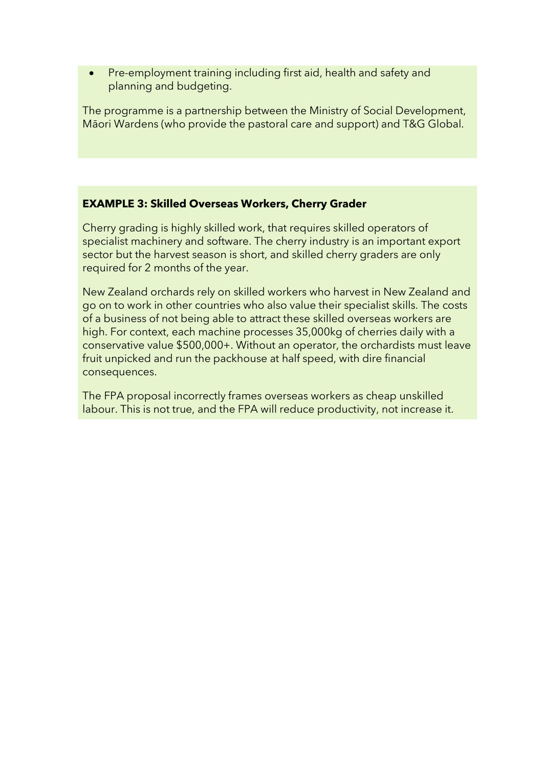- Pre-employment training including first aid, health and safety and planning and budgeting.

The programme is a partnership between the Ministry of Social Development, Māori Wardens (who provide the pastoral care and support) and T&G Global.

**EXAMPLE 3: Skilled Overseas Workers, Cherry Grader**

Cherry grading is highly skilled work, that requires skilled operators of specialist machinery and software. The cherry industry is an important export sector but the harvest season is short, and skilled cherry graders are only required for 2 months of the year.

New Zealand orchards rely on skilled workers who harvest in New Zealand and go on to work in other countries who also value their specialist skills. The costs of a business of not being able to attract these skilled overseas workers are high. For context, each machine processes 35,000kg of cherries daily with a conservative value $500,000+. Without an operator, the orchardists must leave fruit unpicked and run the packhouse at half speed, with dire financial consequences.

The FPA proposal incorrectly frames overseas workers as cheap unskilled labour. This is not true, and the FPA will reduce productivity, not increase it.